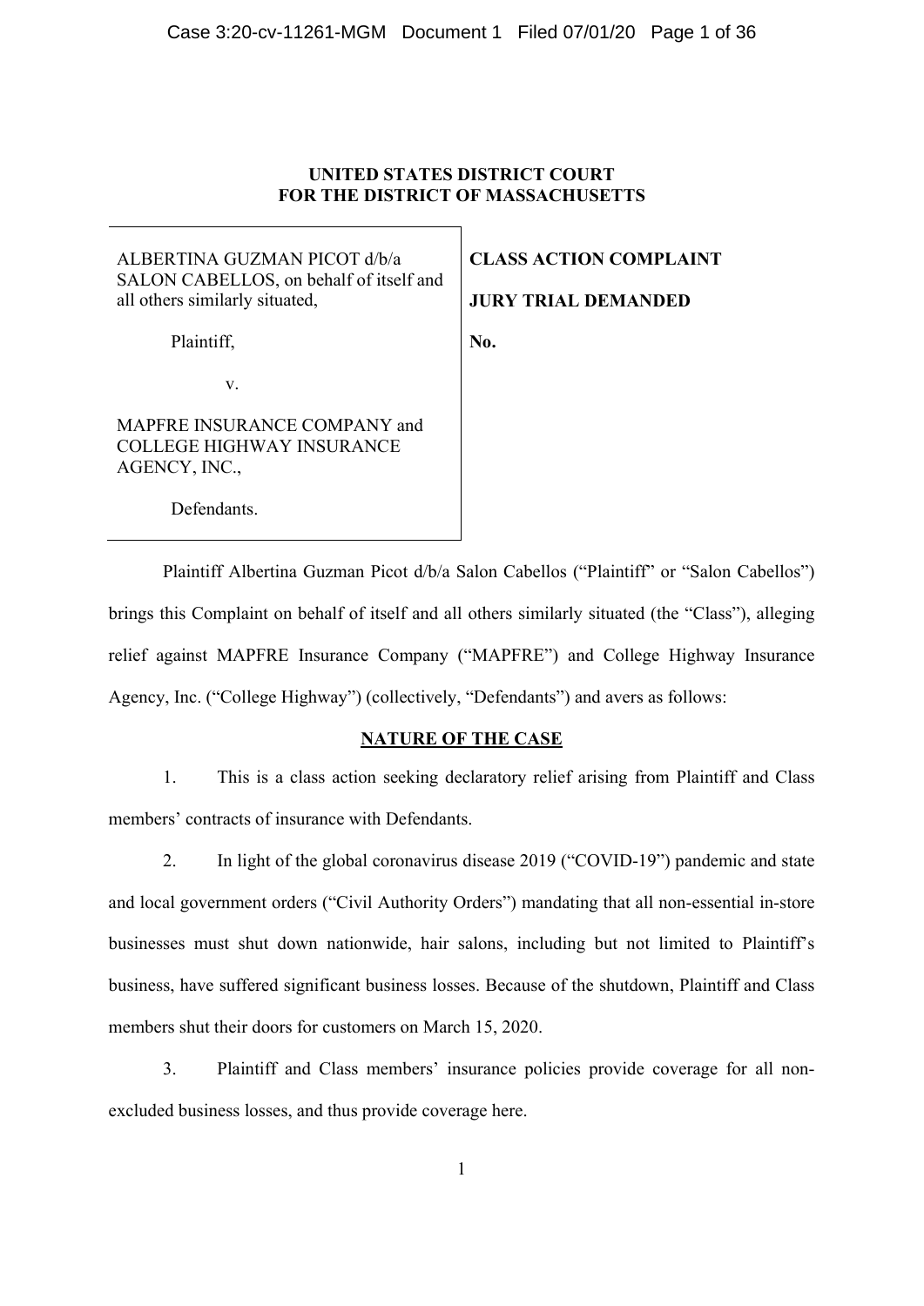**UNITED STATES DISTRICT COURT**
**FOR THE DISTRICT OF MASSACHUSETTS**

| | |
|---|---|
| ALBERTINA GUZMAN PICOT d/b/a SALON CABELLOS, on behalf of itself and all others similarly situated,<br><br>Plaintiff,<br><br>v.<br><br>MAPFRE INSURANCE COMPANY and COLLEGE HIGHWAY INSURANCE AGENCY, INC.,<br><br>Defendants. | **CLASS ACTION COMPLAINT**<br><br>**JURY TRIAL DEMANDED**<br><br>**No.** |

Plaintiff Albertina Guzman Picot d/b/a Salon Cabellos ("Plaintiff" or "Salon Cabellos") brings this Complaint on behalf of itself and all others similarly situated (the "Class"), alleging relief against MAPFRE Insurance Company ("MAPFRE") and College Highway Insurance Agency, Inc. ("College Highway") (collectively, "Defendants") and avers as follows:

## NATURE OF THE CASE

1. This is a class action seeking declaratory relief arising from Plaintiff and Class members' contracts of insurance with Defendants.

2. In light of the global coronavirus disease 2019 ("COVID-19") pandemic and state and local government orders ("Civil Authority Orders") mandating that all non-essential in-store businesses must shut down nationwide, hair salons, including but not limited to Plaintiff's business, have suffered significant business losses. Because of the shutdown, Plaintiff and Class members shut their doors for customers on March 15, 2020.

3. Plaintiff and Class members' insurance policies provide coverage for all non-excluded business losses, and thus provide coverage here.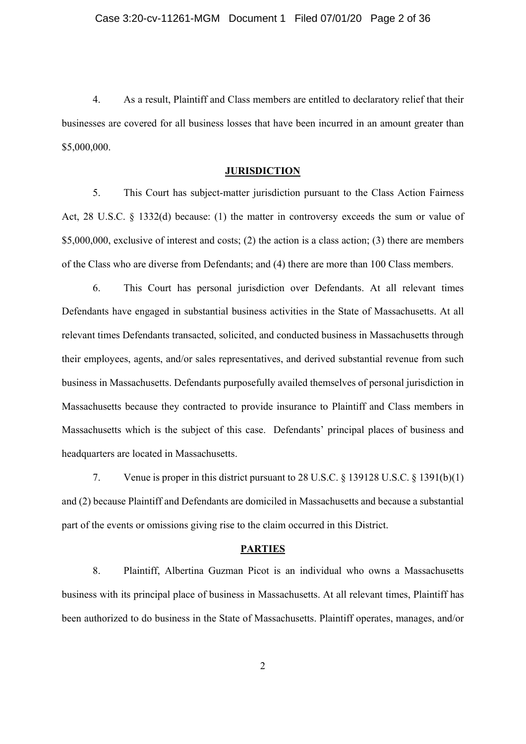4. As a result, Plaintiff and Class members are entitled to declaratory relief that their businesses are covered for all business losses that have been incurred in an amount greater than $5,000,000.

## JURISDICTION

5. This Court has subject-matter jurisdiction pursuant to the Class Action Fairness Act, 28 U.S.C. § 1332(d) because: (1) the matter in controversy exceeds the sum or value of $5,000,000, exclusive of interest and costs; (2) the action is a class action; (3) there are members of the Class who are diverse from Defendants; and (4) there are more than 100 Class members.

6. This Court has personal jurisdiction over Defendants. At all relevant times Defendants have engaged in substantial business activities in the State of Massachusetts. At all relevant times Defendants transacted, solicited, and conducted business in Massachusetts through their employees, agents, and/or sales representatives, and derived substantial revenue from such business in Massachusetts. Defendants purposefully availed themselves of personal jurisdiction in Massachusetts because they contracted to provide insurance to Plaintiff and Class members in Massachusetts which is the subject of this case. Defendants' principal places of business and headquarters are located in Massachusetts.

7. Venue is proper in this district pursuant to 28 U.S.C. § 139128 U.S.C. § 1391(b)(1) and (2) because Plaintiff and Defendants are domiciled in Massachusetts and because a substantial part of the events or omissions giving rise to the claim occurred in this District.

## PARTIES

8. Plaintiff, Albertina Guzman Picot is an individual who owns a Massachusetts business with its principal place of business in Massachusetts. At all relevant times, Plaintiff has been authorized to do business in the State of Massachusetts. Plaintiff operates, manages, and/or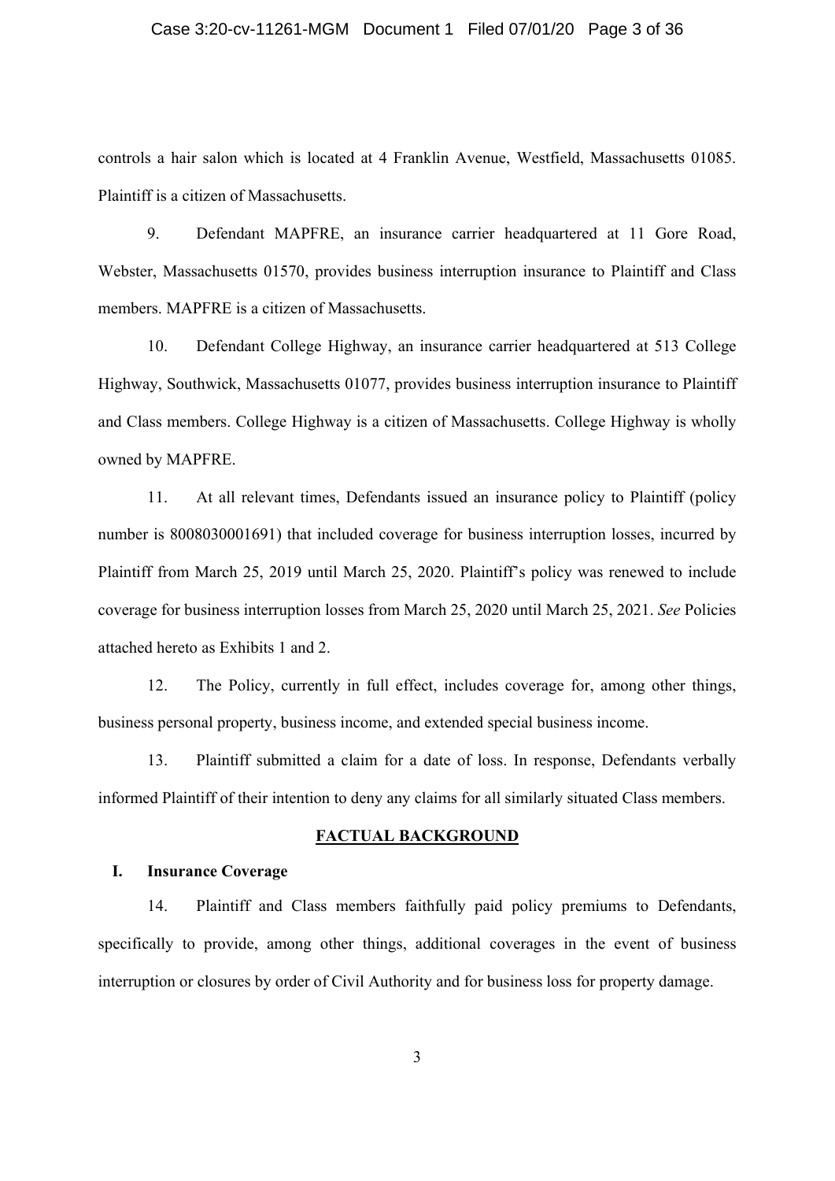controls a hair salon which is located at 4 Franklin Avenue, Westfield, Massachusetts 01085. Plaintiff is a citizen of Massachusetts.

9. Defendant MAPFRE, an insurance carrier headquartered at 11 Gore Road, Webster, Massachusetts 01570, provides business interruption insurance to Plaintiff and Class members. MAPFRE is a citizen of Massachusetts.

10. Defendant College Highway, an insurance carrier headquartered at 513 College Highway, Southwick, Massachusetts 01077, provides business interruption insurance to Plaintiff and Class members. College Highway is a citizen of Massachusetts. College Highway is wholly owned by MAPFRE.

11. At all relevant times, Defendants issued an insurance policy to Plaintiff (policy number is 8008030001691) that included coverage for business interruption losses, incurred by Plaintiff from March 25, 2019 until March 25, 2020. Plaintiff's policy was renewed to include coverage for business interruption losses from March 25, 2020 until March 25, 2021. *See* Policies attached hereto as Exhibits 1 and 2.

12. The Policy, currently in full effect, includes coverage for, among other things, business personal property, business income, and extended special business income.

13. Plaintiff submitted a claim for a date of loss. In response, Defendants verbally informed Plaintiff of their intention to deny any claims for all similarly situated Class members.

## FACTUAL BACKGROUND

### I. Insurance Coverage

14. Plaintiff and Class members faithfully paid policy premiums to Defendants, specifically to provide, among other things, additional coverages in the event of business interruption or closures by order of Civil Authority and for business loss for property damage.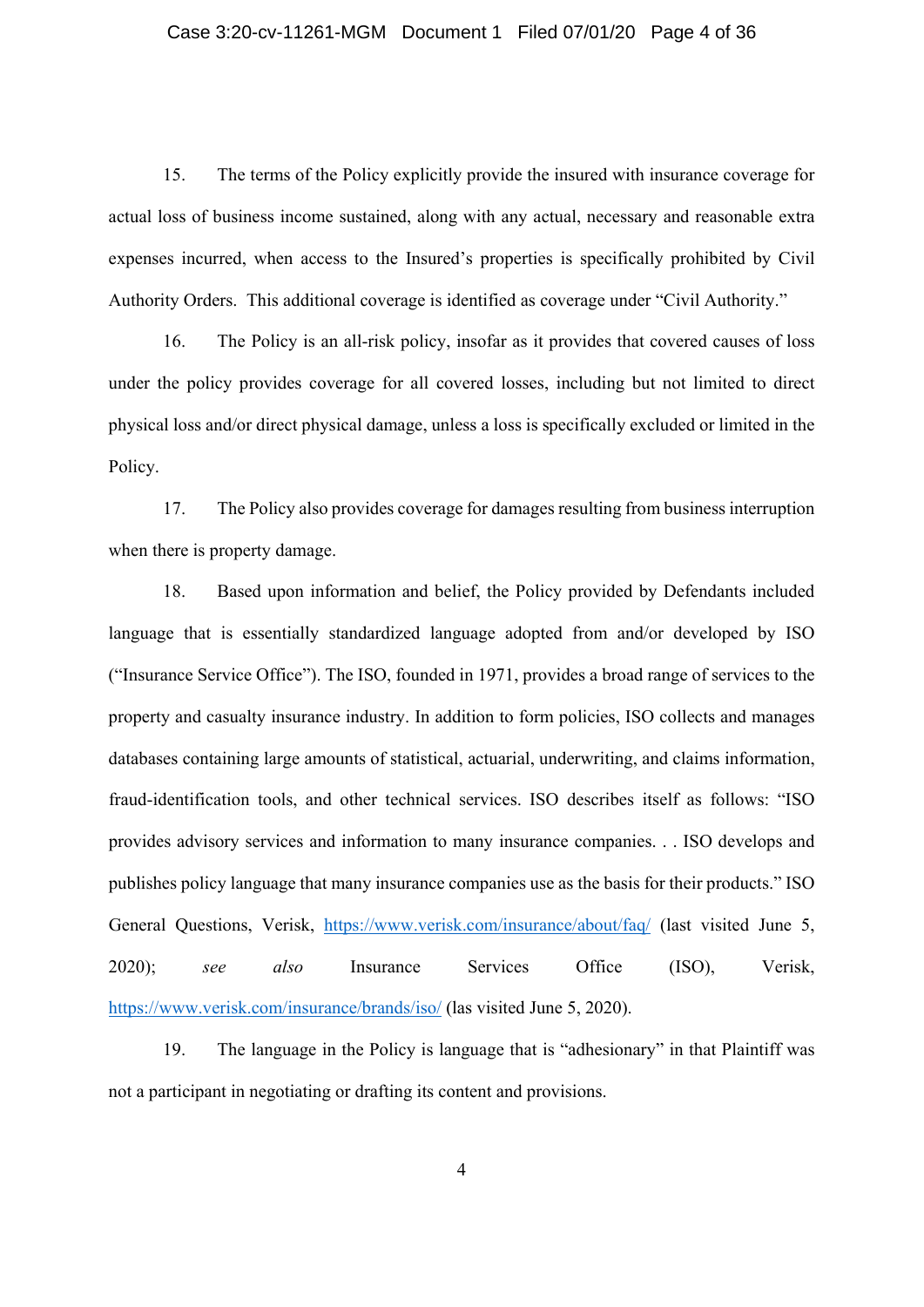15. The terms of the Policy explicitly provide the insured with insurance coverage for actual loss of business income sustained, along with any actual, necessary and reasonable extra expenses incurred, when access to the Insured's properties is specifically prohibited by Civil Authority Orders. This additional coverage is identified as coverage under "Civil Authority."

16. The Policy is an all-risk policy, insofar as it provides that covered causes of loss under the policy provides coverage for all covered losses, including but not limited to direct physical loss and/or direct physical damage, unless a loss is specifically excluded or limited in the Policy.

17. The Policy also provides coverage for damages resulting from business interruption when there is property damage.

18. Based upon information and belief, the Policy provided by Defendants included language that is essentially standardized language adopted from and/or developed by ISO ("Insurance Service Office"). The ISO, founded in 1971, provides a broad range of services to the property and casualty insurance industry. In addition to form policies, ISO collects and manages databases containing large amounts of statistical, actuarial, underwriting, and claims information, fraud-identification tools, and other technical services. ISO describes itself as follows: "ISO provides advisory services and information to many insurance companies. . . ISO develops and publishes policy language that many insurance companies use as the basis for their products." ISO General Questions, Verisk, https://www.verisk.com/insurance/about/faq/ (last visited June 5, 2020); *see also* Insurance Services Office (ISO), Verisk, https://www.verisk.com/insurance/brands/iso/ (las visited June 5, 2020).

19. The language in the Policy is language that is "adhesionary" in that Plaintiff was not a participant in negotiating or drafting its content and provisions.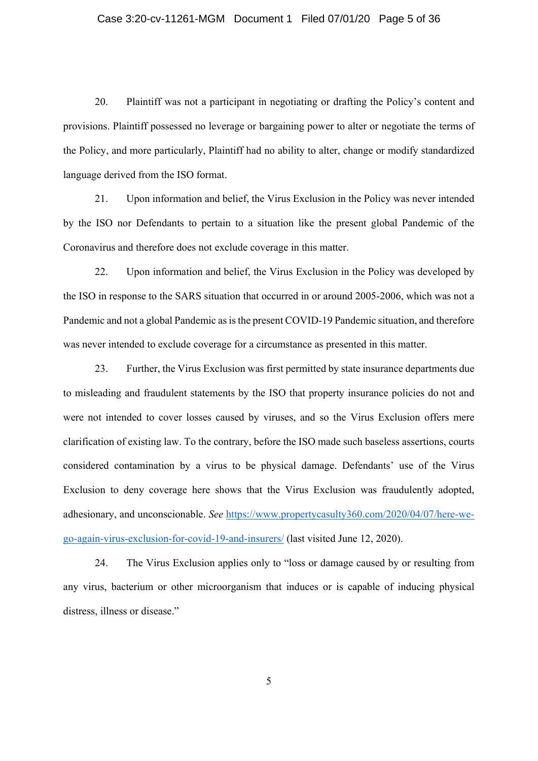20. Plaintiff was not a participant in negotiating or drafting the Policy's content and provisions. Plaintiff possessed no leverage or bargaining power to alter or negotiate the terms of the Policy, and more particularly, Plaintiff had no ability to alter, change or modify standardized language derived from the ISO format.

21. Upon information and belief, the Virus Exclusion in the Policy was never intended by the ISO nor Defendants to pertain to a situation like the present global Pandemic of the Coronavirus and therefore does not exclude coverage in this matter.

22. Upon information and belief, the Virus Exclusion in the Policy was developed by the ISO in response to the SARS situation that occurred in or around 2005-2006, which was not a Pandemic and not a global Pandemic as is the present COVID-19 Pandemic situation, and therefore was never intended to exclude coverage for a circumstance as presented in this matter.

23. Further, the Virus Exclusion was first permitted by state insurance departments due to misleading and fraudulent statements by the ISO that property insurance policies do not and were not intended to cover losses caused by viruses, and so the Virus Exclusion offers mere clarification of existing law. To the contrary, before the ISO made such baseless assertions, courts considered contamination by a virus to be physical damage. Defendants' use of the Virus Exclusion to deny coverage here shows that the Virus Exclusion was fraudulently adopted, adhesionary, and unconscionable. *See* https://www.propertycasulty360.com/2020/04/07/here-we-go-again-virus-exclusion-for-covid-19-and-insurers/ (last visited June 12, 2020).

24. The Virus Exclusion applies only to "loss or damage caused by or resulting from any virus, bacterium or other microorganism that induces or is capable of inducing physical distress, illness or disease."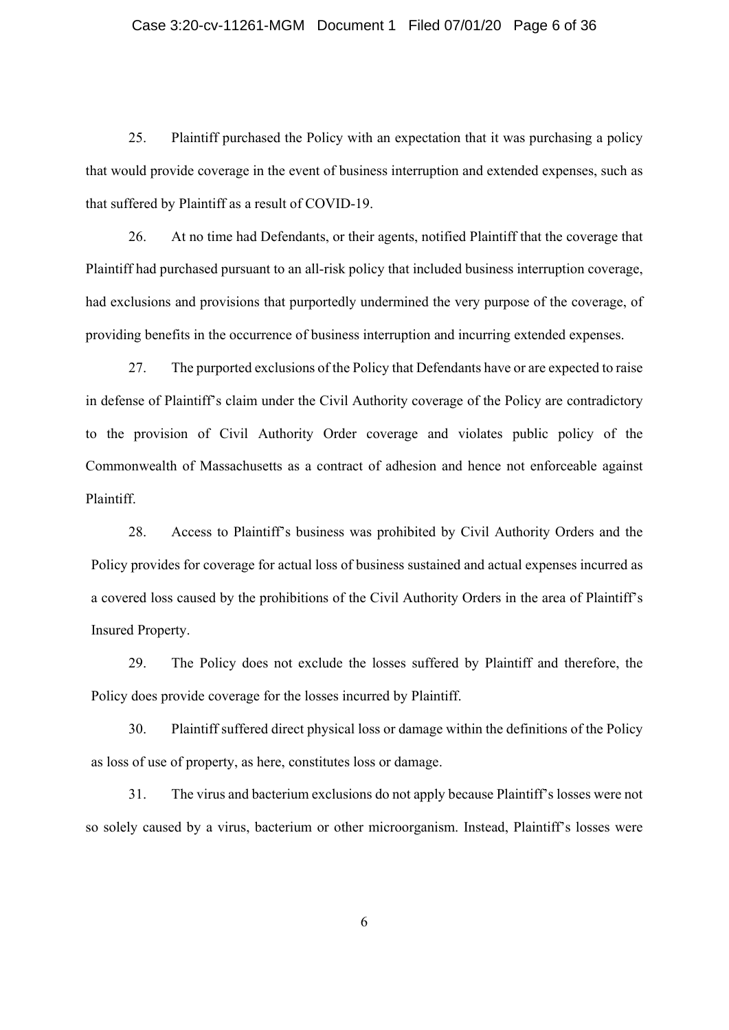25. Plaintiff purchased the Policy with an expectation that it was purchasing a policy that would provide coverage in the event of business interruption and extended expenses, such as that suffered by Plaintiff as a result of COVID-19.

26. At no time had Defendants, or their agents, notified Plaintiff that the coverage that Plaintiff had purchased pursuant to an all-risk policy that included business interruption coverage, had exclusions and provisions that purportedly undermined the very purpose of the coverage, of providing benefits in the occurrence of business interruption and incurring extended expenses.

27. The purported exclusions of the Policy that Defendants have or are expected to raise in defense of Plaintiff's claim under the Civil Authority coverage of the Policy are contradictory to the provision of Civil Authority Order coverage and violates public policy of the Commonwealth of Massachusetts as a contract of adhesion and hence not enforceable against Plaintiff.

28. Access to Plaintiff's business was prohibited by Civil Authority Orders and the Policy provides for coverage for actual loss of business sustained and actual expenses incurred as a covered loss caused by the prohibitions of the Civil Authority Orders in the area of Plaintiff's Insured Property.

29. The Policy does not exclude the losses suffered by Plaintiff and therefore, the Policy does provide coverage for the losses incurred by Plaintiff.

30. Plaintiff suffered direct physical loss or damage within the definitions of the Policy as loss of use of property, as here, constitutes loss or damage.

31. The virus and bacterium exclusions do not apply because Plaintiff's losses were not so solely caused by a virus, bacterium or other microorganism. Instead, Plaintiff's losses were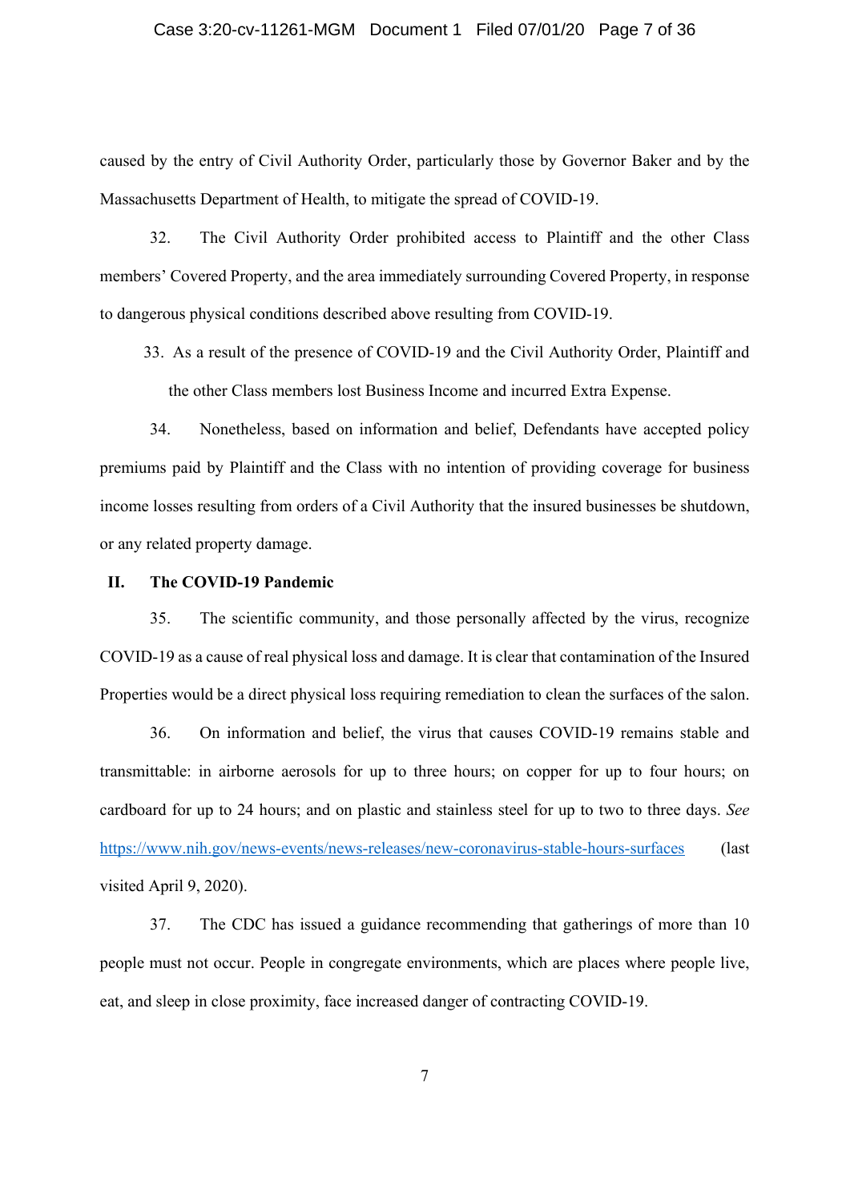caused by the entry of Civil Authority Order, particularly those by Governor Baker and by the Massachusetts Department of Health, to mitigate the spread of COVID-19.

32. The Civil Authority Order prohibited access to Plaintiff and the other Class members' Covered Property, and the area immediately surrounding Covered Property, in response to dangerous physical conditions described above resulting from COVID-19.

33. As a result of the presence of COVID-19 and the Civil Authority Order, Plaintiff and the other Class members lost Business Income and incurred Extra Expense.

34. Nonetheless, based on information and belief, Defendants have accepted policy premiums paid by Plaintiff and the Class with no intention of providing coverage for business income losses resulting from orders of a Civil Authority that the insured businesses be shutdown, or any related property damage.

## II. The COVID-19 Pandemic

35. The scientific community, and those personally affected by the virus, recognize COVID-19 as a cause of real physical loss and damage. It is clear that contamination of the Insured Properties would be a direct physical loss requiring remediation to clean the surfaces of the salon.

36. On information and belief, the virus that causes COVID-19 remains stable and transmittable: in airborne aerosols for up to three hours; on copper for up to four hours; on cardboard for up to 24 hours; and on plastic and stainless steel for up to two to three days. *See* https://www.nih.gov/news-events/news-releases/new-coronavirus-stable-hours-surfaces (last visited April 9, 2020).

37. The CDC has issued a guidance recommending that gatherings of more than 10 people must not occur. People in congregate environments, which are places where people live, eat, and sleep in close proximity, face increased danger of contracting COVID-19.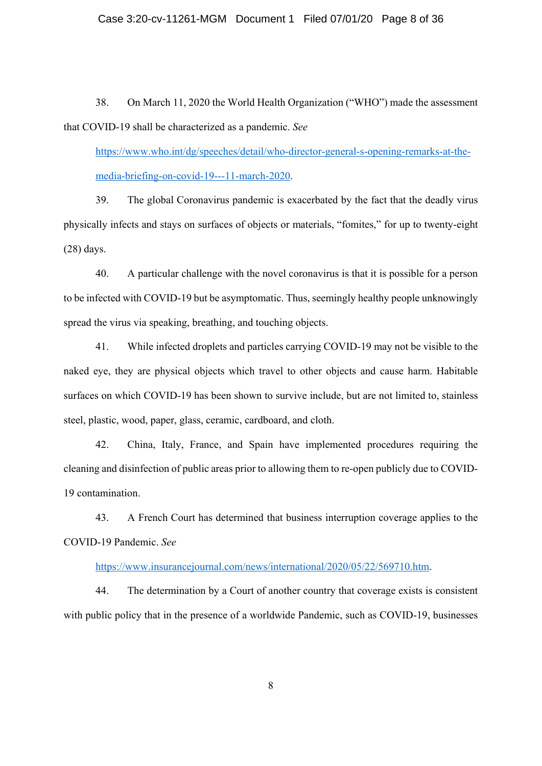38. On March 11, 2020 the World Health Organization ("WHO") made the assessment that COVID-19 shall be characterized as a pandemic. *See*

https://www.who.int/dg/speeches/detail/who-director-general-s-opening-remarks-at-the-media-briefing-on-covid-19---11-march-2020.

39. The global Coronavirus pandemic is exacerbated by the fact that the deadly virus physically infects and stays on surfaces of objects or materials, "fomites," for up to twenty-eight (28) days.

40. A particular challenge with the novel coronavirus is that it is possible for a person to be infected with COVID-19 but be asymptomatic. Thus, seemingly healthy people unknowingly spread the virus via speaking, breathing, and touching objects.

41. While infected droplets and particles carrying COVID-19 may not be visible to the naked eye, they are physical objects which travel to other objects and cause harm. Habitable surfaces on which COVID-19 has been shown to survive include, but are not limited to, stainless steel, plastic, wood, paper, glass, ceramic, cardboard, and cloth.

42. China, Italy, France, and Spain have implemented procedures requiring the cleaning and disinfection of public areas prior to allowing them to re-open publicly due to COVID-19 contamination.

43. A French Court has determined that business interruption coverage applies to the COVID-19 Pandemic. *See*

https://www.insurancejournal.com/news/international/2020/05/22/569710.htm.

44. The determination by a Court of another country that coverage exists is consistent with public policy that in the presence of a worldwide Pandemic, such as COVID-19, businesses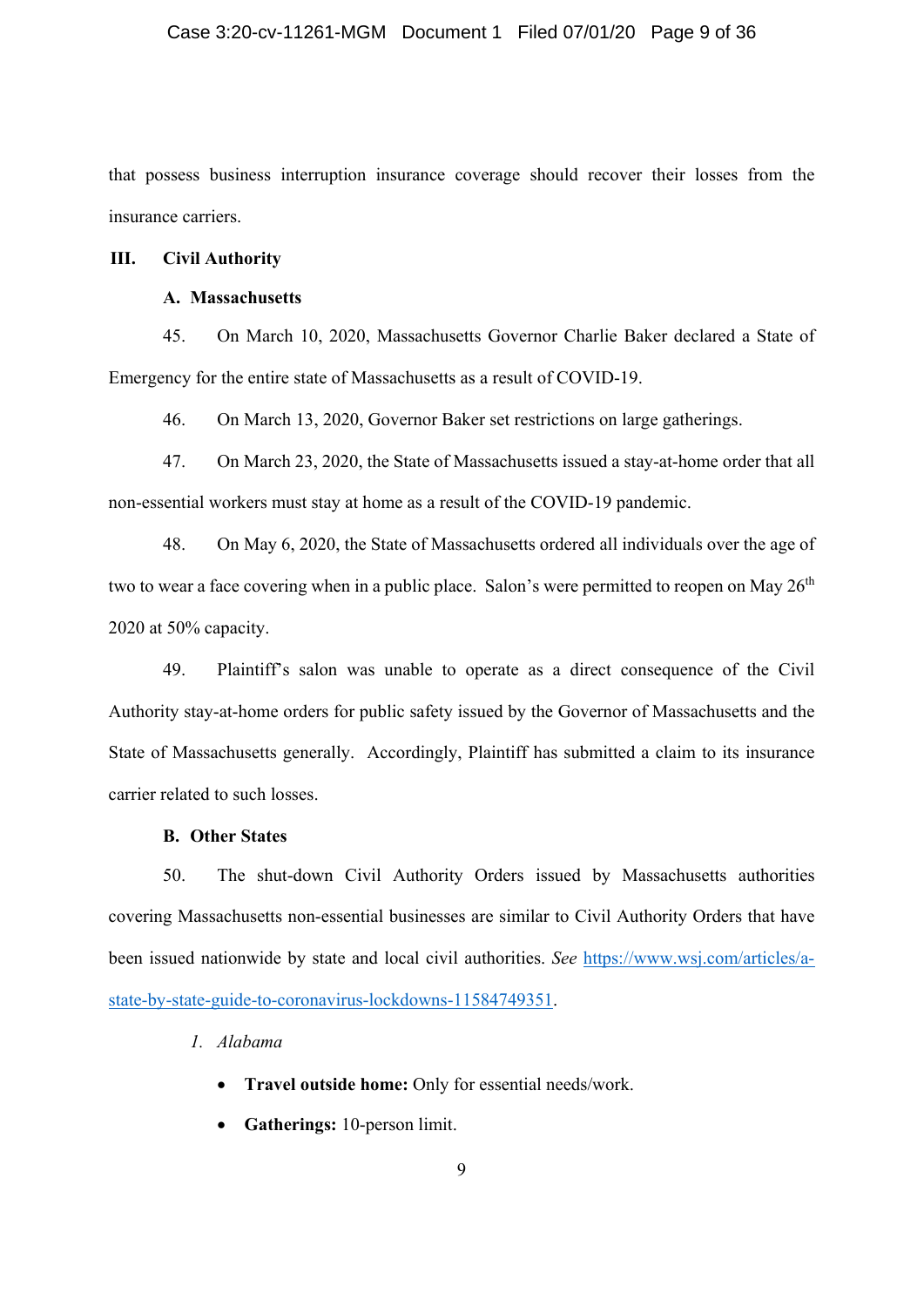that possess business interruption insurance coverage should recover their losses from the insurance carriers.

## III. Civil Authority

### A. Massachusetts

45. On March 10, 2020, Massachusetts Governor Charlie Baker declared a State of Emergency for the entire state of Massachusetts as a result of COVID-19.

46. On March 13, 2020, Governor Baker set restrictions on large gatherings.

47. On March 23, 2020, the State of Massachusetts issued a stay-at-home order that all non-essential workers must stay at home as a result of the COVID-19 pandemic.

48. On May 6, 2020, the State of Massachusetts ordered all individuals over the age of two to wear a face covering when in a public place. Salon's were permitted to reopen on May 26th 2020 at 50% capacity.

49. Plaintiff's salon was unable to operate as a direct consequence of the Civil Authority stay-at-home orders for public safety issued by the Governor of Massachusetts and the State of Massachusetts generally. Accordingly, Plaintiff has submitted a claim to its insurance carrier related to such losses.

### B. Other States

50. The shut-down Civil Authority Orders issued by Massachusetts authorities covering Massachusetts non-essential businesses are similar to Civil Authority Orders that have been issued nationwide by state and local civil authorities. *See* [https://www.wsj.com/articles/a-state-by-state-guide-to-coronavirus-lockdowns-11584749351](https://www.wsj.com/articles/a-state-by-state-guide-to-coronavirus-lockdowns-11584749351).

1. *Alabama*

- **Travel outside home:** Only for essential needs/work.
- **Gatherings:** 10-person limit.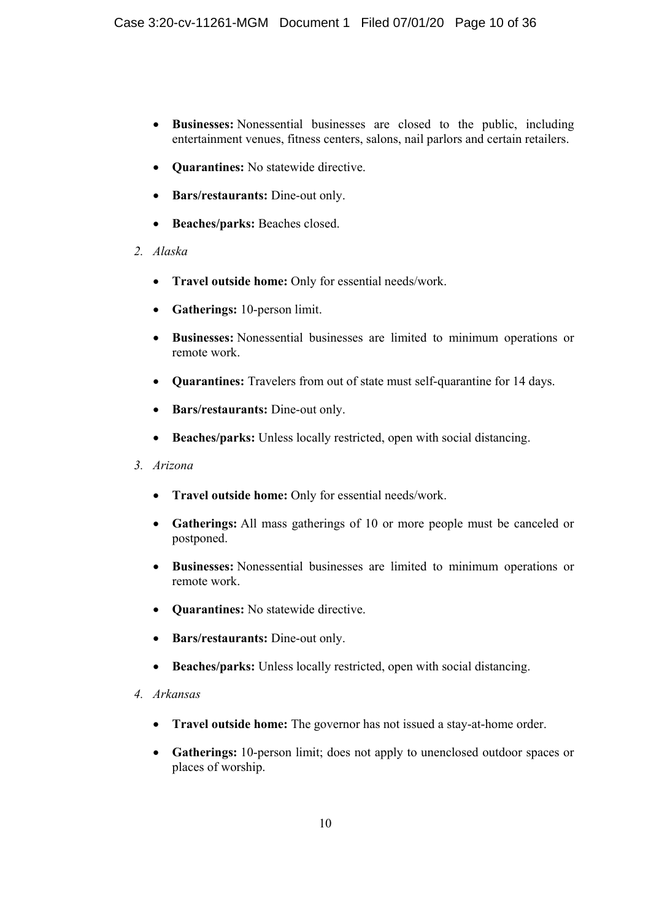- **Businesses:** Nonessential businesses are closed to the public, including entertainment venues, fitness centers, salons, nail parlors and certain retailers.
- **Quarantines:** No statewide directive.
- **Bars/restaurants:** Dine-out only.
- **Beaches/parks:** Beaches closed.

2. *Alaska*

- **Travel outside home:** Only for essential needs/work.
- **Gatherings:** 10-person limit.
- **Businesses:** Nonessential businesses are limited to minimum operations or remote work.
- **Quarantines:** Travelers from out of state must self-quarantine for 14 days.
- **Bars/restaurants:** Dine-out only.
- **Beaches/parks:** Unless locally restricted, open with social distancing.

3. *Arizona*

- **Travel outside home:** Only for essential needs/work.
- **Gatherings:** All mass gatherings of 10 or more people must be canceled or postponed.
- **Businesses:** Nonessential businesses are limited to minimum operations or remote work.
- **Quarantines:** No statewide directive.
- **Bars/restaurants:** Dine-out only.
- **Beaches/parks:** Unless locally restricted, open with social distancing.

4. *Arkansas*

- **Travel outside home:** The governor has not issued a stay-at-home order.
- **Gatherings:** 10-person limit; does not apply to unenclosed outdoor spaces or places of worship.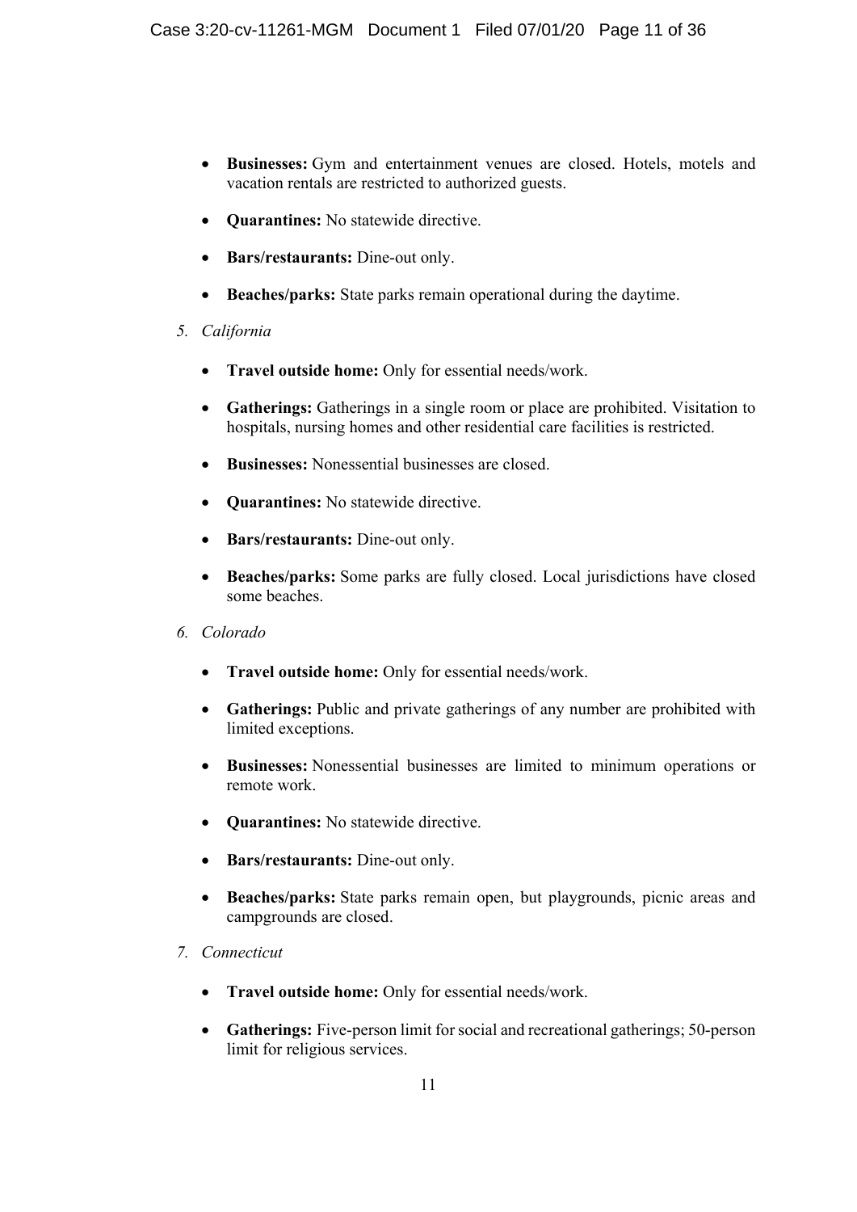- **Businesses:** Gym and entertainment venues are closed. Hotels, motels and vacation rentals are restricted to authorized guests.
- **Quarantines:** No statewide directive.
- **Bars/restaurants:** Dine-out only.
- **Beaches/parks:** State parks remain operational during the daytime.

*5. California*

- **Travel outside home:** Only for essential needs/work.
- **Gatherings:** Gatherings in a single room or place are prohibited. Visitation to hospitals, nursing homes and other residential care facilities is restricted.
- **Businesses:** Nonessential businesses are closed.
- **Quarantines:** No statewide directive.
- **Bars/restaurants:** Dine-out only.
- **Beaches/parks:** Some parks are fully closed. Local jurisdictions have closed some beaches.

*6. Colorado*

- **Travel outside home:** Only for essential needs/work.
- **Gatherings:** Public and private gatherings of any number are prohibited with limited exceptions.
- **Businesses:** Nonessential businesses are limited to minimum operations or remote work.
- **Quarantines:** No statewide directive.
- **Bars/restaurants:** Dine-out only.
- **Beaches/parks:** State parks remain open, but playgrounds, picnic areas and campgrounds are closed.

*7. Connecticut*

- **Travel outside home:** Only for essential needs/work.
- **Gatherings:** Five-person limit for social and recreational gatherings; 50-person limit for religious services.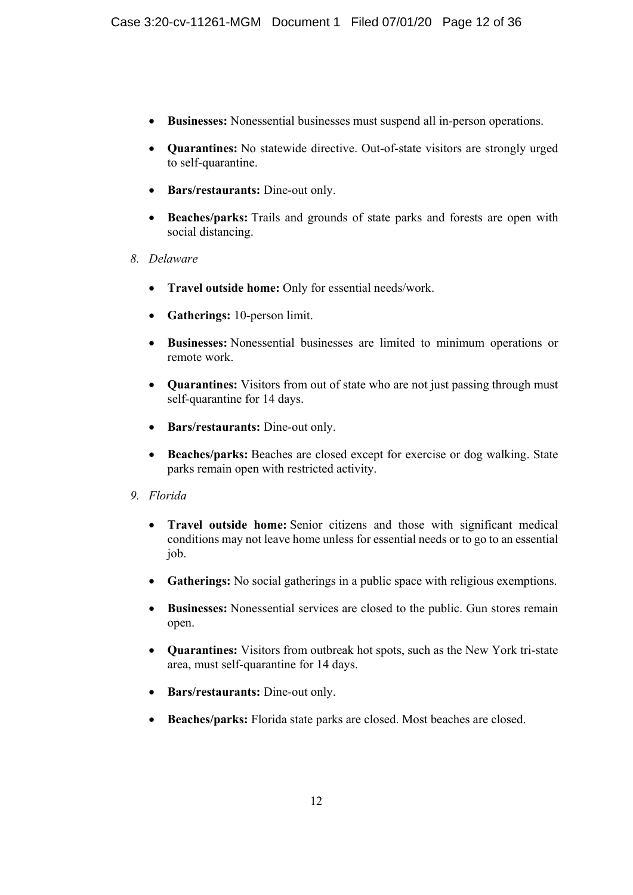- **Businesses:** Nonessential businesses must suspend all in-person operations.
- **Quarantines:** No statewide directive. Out-of-state visitors are strongly urged to self-quarantine.
- **Bars/restaurants:** Dine-out only.
- **Beaches/parks:** Trails and grounds of state parks and forests are open with social distancing.

*8. Delaware*

- **Travel outside home:** Only for essential needs/work.
- **Gatherings:** 10-person limit.
- **Businesses:** Nonessential businesses are limited to minimum operations or remote work.
- **Quarantines:** Visitors from out of state who are not just passing through must self-quarantine for 14 days.
- **Bars/restaurants:** Dine-out only.
- **Beaches/parks:** Beaches are closed except for exercise or dog walking. State parks remain open with restricted activity.

*9. Florida*

- **Travel outside home:** Senior citizens and those with significant medical conditions may not leave home unless for essential needs or to go to an essential job.
- **Gatherings:** No social gatherings in a public space with religious exemptions.
- **Businesses:** Nonessential services are closed to the public. Gun stores remain open.
- **Quarantines:** Visitors from outbreak hot spots, such as the New York tri-state area, must self-quarantine for 14 days.
- **Bars/restaurants:** Dine-out only.
- **Beaches/parks:** Florida state parks are closed. Most beaches are closed.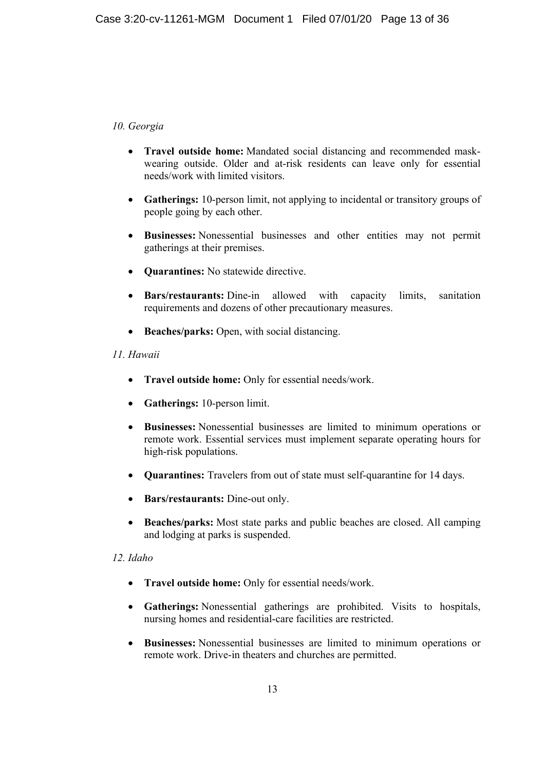*10. Georgia*

- **Travel outside home:** Mandated social distancing and recommended mask-wearing outside. Older and at-risk residents can leave only for essential needs/work with limited visitors.
- **Gatherings:** 10-person limit, not applying to incidental or transitory groups of people going by each other.
- **Businesses:** Nonessential businesses and other entities may not permit gatherings at their premises.
- **Quarantines:** No statewide directive.
- **Bars/restaurants:** Dine-in allowed with capacity limits, sanitation requirements and dozens of other precautionary measures.
- **Beaches/parks:** Open, with social distancing.

*11. Hawaii*

- **Travel outside home:** Only for essential needs/work.
- **Gatherings:** 10-person limit.
- **Businesses:** Nonessential businesses are limited to minimum operations or remote work. Essential services must implement separate operating hours for high-risk populations.
- **Quarantines:** Travelers from out of state must self-quarantine for 14 days.
- **Bars/restaurants:** Dine-out only.
- **Beaches/parks:** Most state parks and public beaches are closed. All camping and lodging at parks is suspended.

*12. Idaho*

- **Travel outside home:** Only for essential needs/work.
- **Gatherings:** Nonessential gatherings are prohibited. Visits to hospitals, nursing homes and residential-care facilities are restricted.
- **Businesses:** Nonessential businesses are limited to minimum operations or remote work. Drive-in theaters and churches are permitted.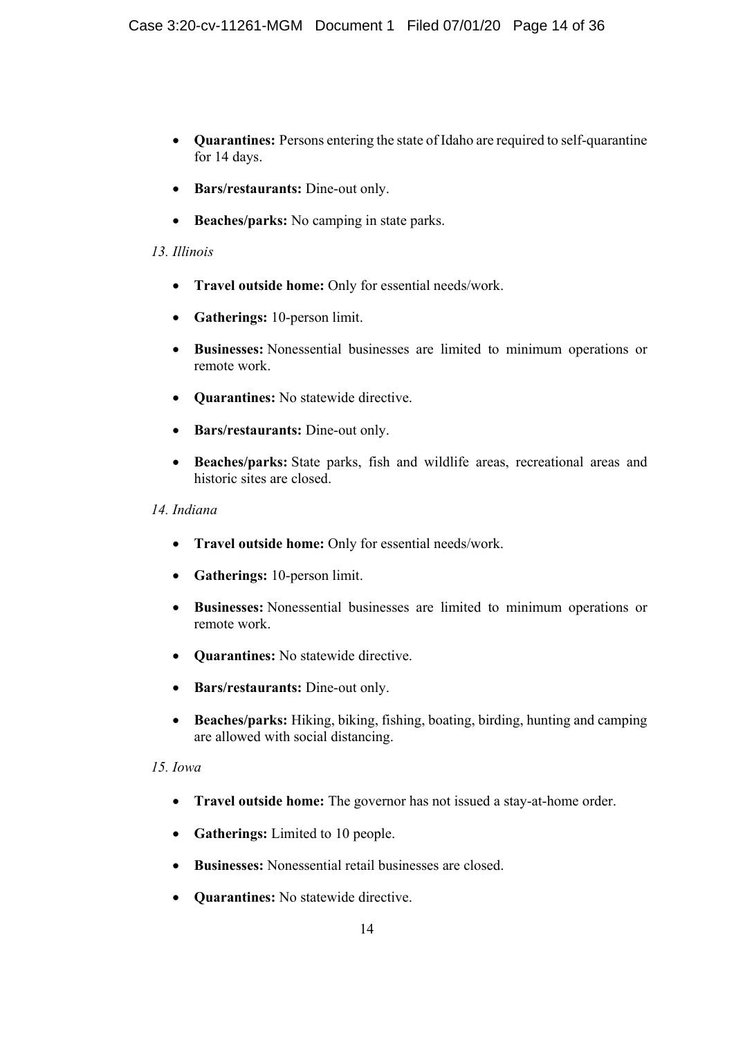- **Quarantines:** Persons entering the state of Idaho are required to self-quarantine for 14 days.
- **Bars/restaurants:** Dine-out only.
- **Beaches/parks:** No camping in state parks.

*13. Illinois*

- **Travel outside home:** Only for essential needs/work.
- **Gatherings:** 10-person limit.
- **Businesses:** Nonessential businesses are limited to minimum operations or remote work.
- **Quarantines:** No statewide directive.
- **Bars/restaurants:** Dine-out only.
- **Beaches/parks:** State parks, fish and wildlife areas, recreational areas and historic sites are closed.

*14. Indiana*

- **Travel outside home:** Only for essential needs/work.
- **Gatherings:** 10-person limit.
- **Businesses:** Nonessential businesses are limited to minimum operations or remote work.
- **Quarantines:** No statewide directive.
- **Bars/restaurants:** Dine-out only.
- **Beaches/parks:** Hiking, biking, fishing, boating, birding, hunting and camping are allowed with social distancing.

*15. Iowa*

- **Travel outside home:** The governor has not issued a stay-at-home order.
- **Gatherings:** Limited to 10 people.
- **Businesses:** Nonessential retail businesses are closed.
- **Quarantines:** No statewide directive.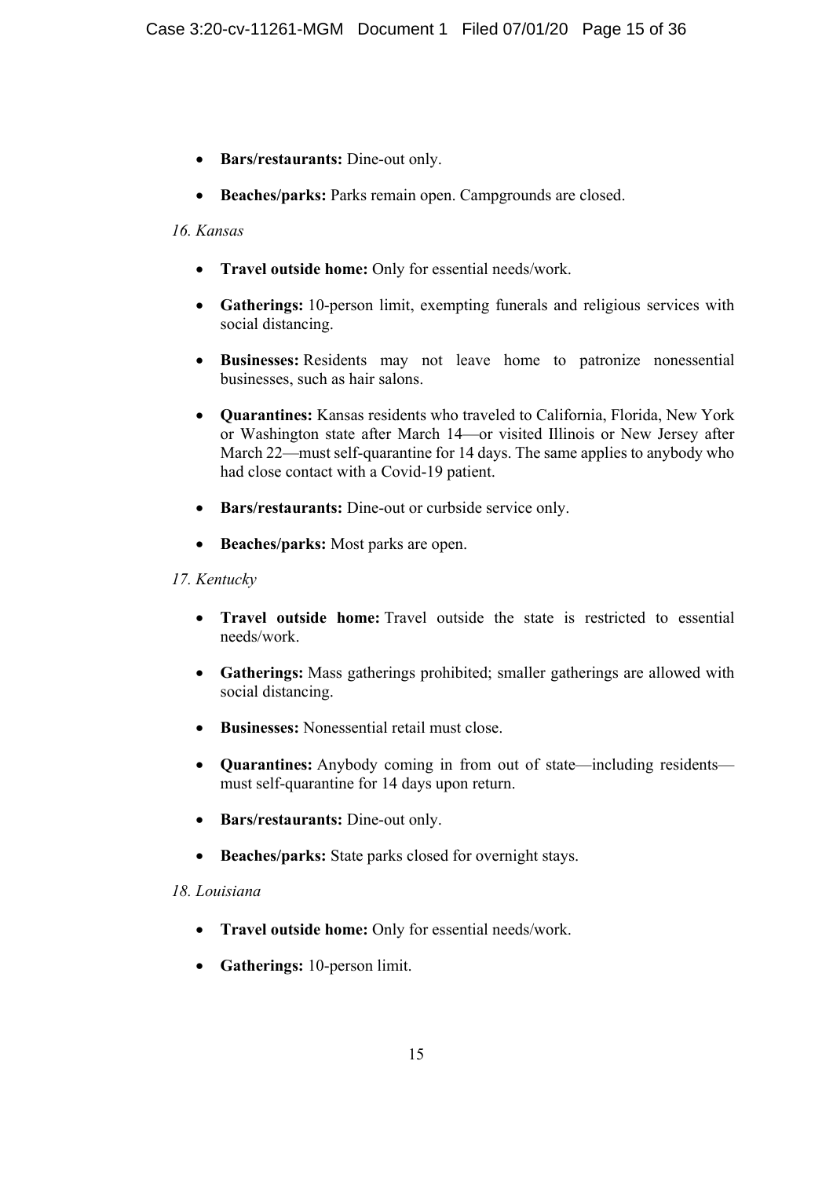- **Bars/restaurants:** Dine-out only.
- **Beaches/parks:** Parks remain open. Campgrounds are closed.

*16. Kansas*

- **Travel outside home:** Only for essential needs/work.
- **Gatherings:** 10-person limit, exempting funerals and religious services with social distancing.
- **Businesses:** Residents may not leave home to patronize nonessential businesses, such as hair salons.
- **Quarantines:** Kansas residents who traveled to California, Florida, New York or Washington state after March 14—or visited Illinois or New Jersey after March 22—must self-quarantine for 14 days. The same applies to anybody who had close contact with a Covid-19 patient.
- **Bars/restaurants:** Dine-out or curbside service only.
- **Beaches/parks:** Most parks are open.

*17. Kentucky*

- **Travel outside home:** Travel outside the state is restricted to essential needs/work.
- **Gatherings:** Mass gatherings prohibited; smaller gatherings are allowed with social distancing.
- **Businesses:** Nonessential retail must close.
- **Quarantines:** Anybody coming in from out of state—including residents—must self-quarantine for 14 days upon return.
- **Bars/restaurants:** Dine-out only.
- **Beaches/parks:** State parks closed for overnight stays.

*18. Louisiana*

- **Travel outside home:** Only for essential needs/work.
- **Gatherings:** 10-person limit.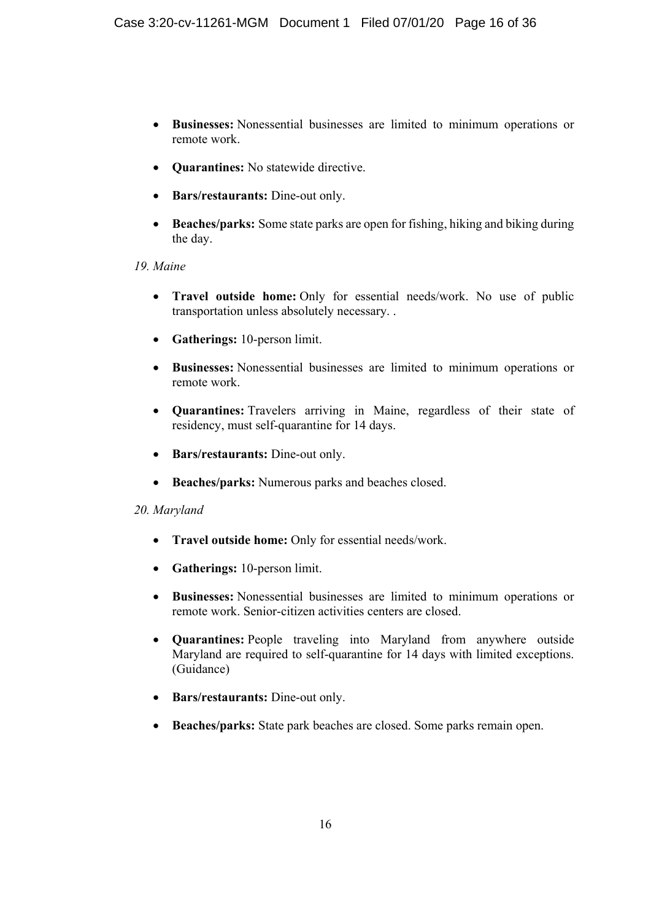- **Businesses:** Nonessential businesses are limited to minimum operations or remote work.
- **Quarantines:** No statewide directive.
- **Bars/restaurants:** Dine-out only.
- **Beaches/parks:** Some state parks are open for fishing, hiking and biking during the day.

*19. Maine*

- **Travel outside home:** Only for essential needs/work. No use of public transportation unless absolutely necessary. .
- **Gatherings:** 10-person limit.
- **Businesses:** Nonessential businesses are limited to minimum operations or remote work.
- **Quarantines:** Travelers arriving in Maine, regardless of their state of residency, must self-quarantine for 14 days.
- **Bars/restaurants:** Dine-out only.
- **Beaches/parks:** Numerous parks and beaches closed.

*20. Maryland*

- **Travel outside home:** Only for essential needs/work.
- **Gatherings:** 10-person limit.
- **Businesses:** Nonessential businesses are limited to minimum operations or remote work. Senior-citizen activities centers are closed.
- **Quarantines:** People traveling into Maryland from anywhere outside Maryland are required to self-quarantine for 14 days with limited exceptions. (Guidance)
- **Bars/restaurants:** Dine-out only.
- **Beaches/parks:** State park beaches are closed. Some parks remain open.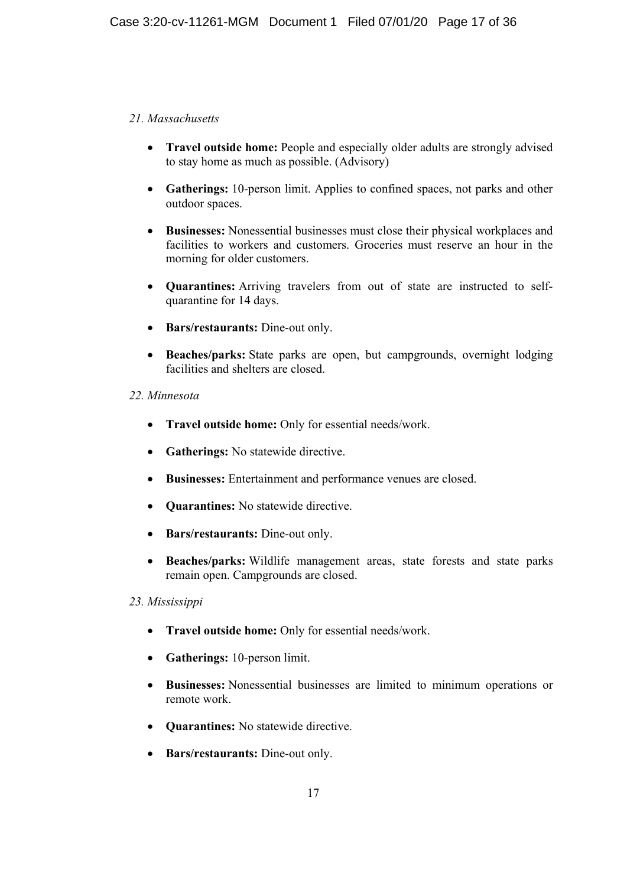*21. Massachusetts*

- **Travel outside home:** People and especially older adults are strongly advised to stay home as much as possible. (Advisory)
- **Gatherings:** 10-person limit. Applies to confined spaces, not parks and other outdoor spaces.
- **Businesses:** Nonessential businesses must close their physical workplaces and facilities to workers and customers. Groceries must reserve an hour in the morning for older customers.
- **Quarantines:** Arriving travelers from out of state are instructed to self-quarantine for 14 days.
- **Bars/restaurants:** Dine-out only.
- **Beaches/parks:** State parks are open, but campgrounds, overnight lodging facilities and shelters are closed.

*22. Minnesota*

- **Travel outside home:** Only for essential needs/work.
- **Gatherings:** No statewide directive.
- **Businesses:** Entertainment and performance venues are closed.
- **Quarantines:** No statewide directive.
- **Bars/restaurants:** Dine-out only.
- **Beaches/parks:** Wildlife management areas, state forests and state parks remain open. Campgrounds are closed.

*23. Mississippi*

- **Travel outside home:** Only for essential needs/work.
- **Gatherings:** 10-person limit.
- **Businesses:** Nonessential businesses are limited to minimum operations or remote work.
- **Quarantines:** No statewide directive.
- **Bars/restaurants:** Dine-out only.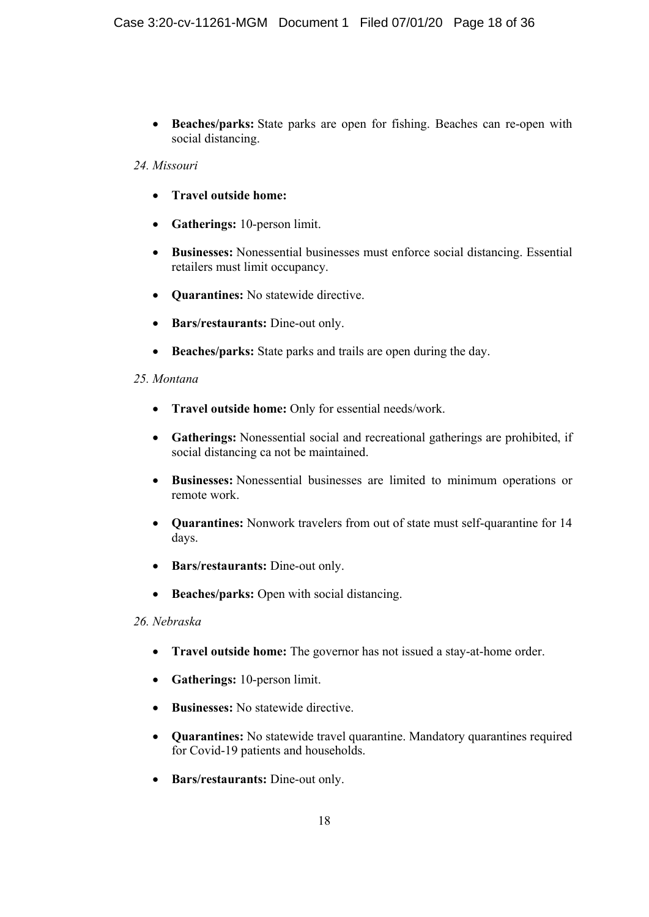- **Beaches/parks:** State parks are open for fishing. Beaches can re-open with social distancing.

*24. Missouri*

- **Travel outside home:**
- **Gatherings:** 10-person limit.
- **Businesses:** Nonessential businesses must enforce social distancing. Essential retailers must limit occupancy.
- **Quarantines:** No statewide directive.
- **Bars/restaurants:** Dine-out only.
- **Beaches/parks:** State parks and trails are open during the day.

*25. Montana*

- **Travel outside home:** Only for essential needs/work.
- **Gatherings:** Nonessential social and recreational gatherings are prohibited, if social distancing ca not be maintained.
- **Businesses:** Nonessential businesses are limited to minimum operations or remote work.
- **Quarantines:** Nonwork travelers from out of state must self-quarantine for 14 days.
- **Bars/restaurants:** Dine-out only.
- **Beaches/parks:** Open with social distancing.

*26. Nebraska*

- **Travel outside home:** The governor has not issued a stay-at-home order.
- **Gatherings:** 10-person limit.
- **Businesses:** No statewide directive.
- **Quarantines:** No statewide travel quarantine. Mandatory quarantines required for Covid-19 patients and households.
- **Bars/restaurants:** Dine-out only.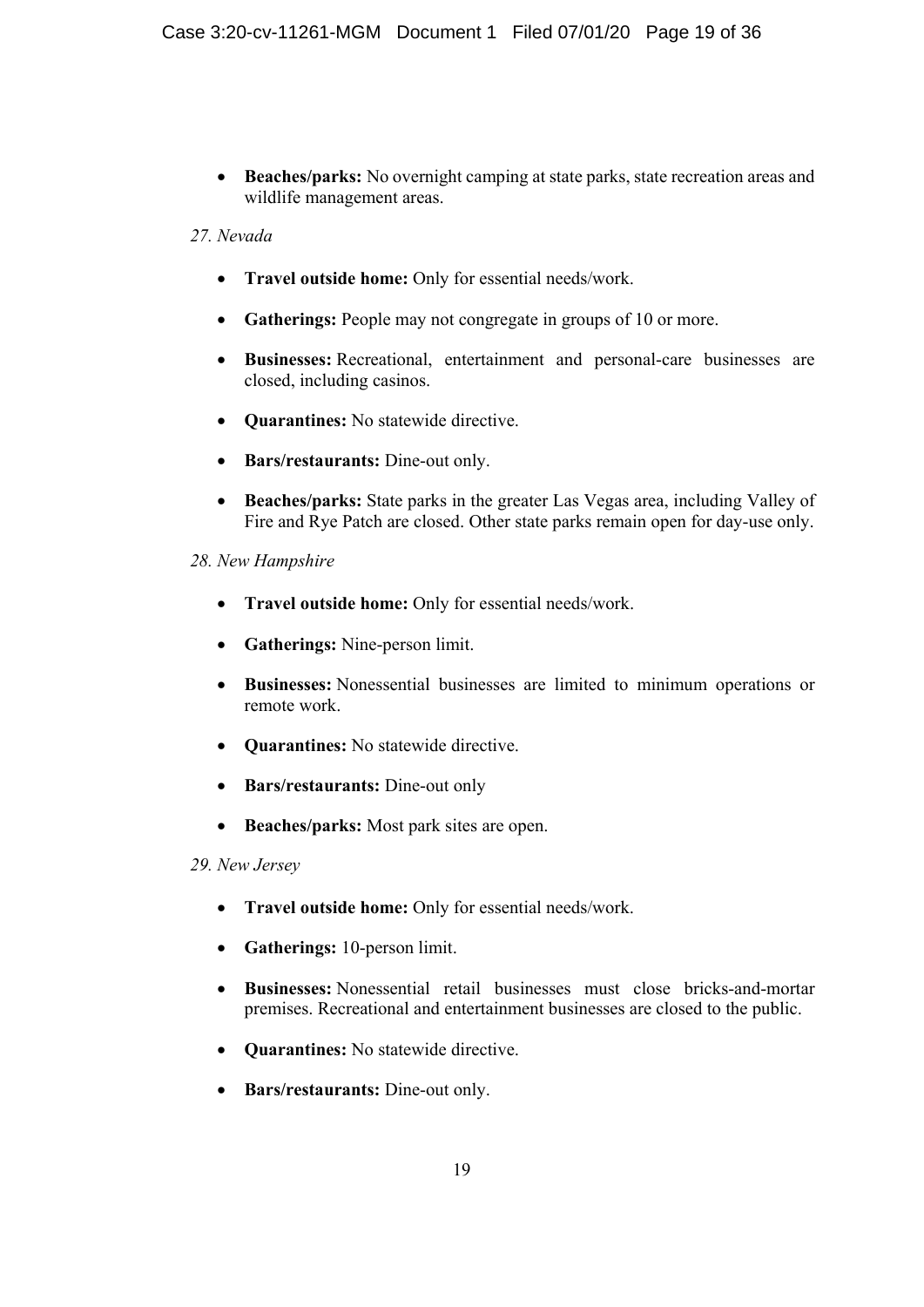- **Beaches/parks:** No overnight camping at state parks, state recreation areas and wildlife management areas.

*27. Nevada*

- **Travel outside home:** Only for essential needs/work.
- **Gatherings:** People may not congregate in groups of 10 or more.
- **Businesses:** Recreational, entertainment and personal-care businesses are closed, including casinos.
- **Quarantines:** No statewide directive.
- **Bars/restaurants:** Dine-out only.
- **Beaches/parks:** State parks in the greater Las Vegas area, including Valley of Fire and Rye Patch are closed. Other state parks remain open for day-use only.

*28. New Hampshire*

- **Travel outside home:** Only for essential needs/work.
- **Gatherings:** Nine-person limit.
- **Businesses:** Nonessential businesses are limited to minimum operations or remote work.
- **Quarantines:** No statewide directive.
- **Bars/restaurants:** Dine-out only
- **Beaches/parks:** Most park sites are open.

*29. New Jersey*

- **Travel outside home:** Only for essential needs/work.
- **Gatherings:** 10-person limit.
- **Businesses:** Nonessential retail businesses must close bricks-and-mortar premises. Recreational and entertainment businesses are closed to the public.
- **Quarantines:** No statewide directive.
- **Bars/restaurants:** Dine-out only.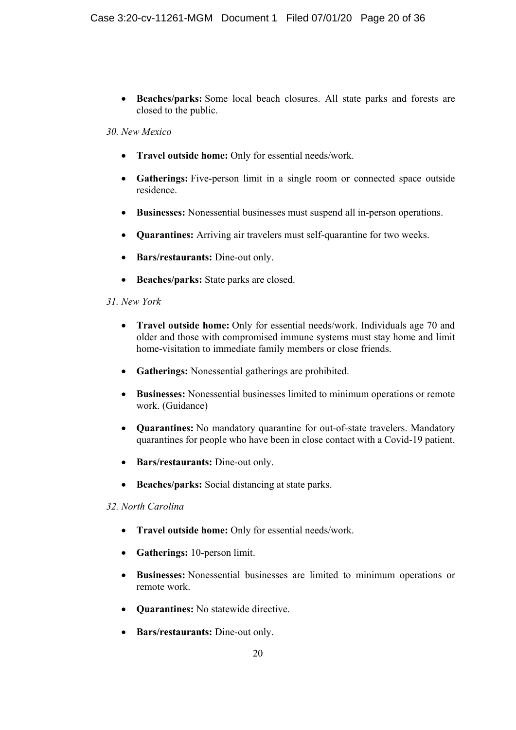- **Beaches/parks:** Some local beach closures. All state parks and forests are closed to the public.

*30. New Mexico*

- **Travel outside home:** Only for essential needs/work.
- **Gatherings:** Five-person limit in a single room or connected space outside residence.
- **Businesses:** Nonessential businesses must suspend all in-person operations.
- **Quarantines:** Arriving air travelers must self-quarantine for two weeks.
- **Bars/restaurants:** Dine-out only.
- **Beaches/parks:** State parks are closed.

*31. New York*

- **Travel outside home:** Only for essential needs/work. Individuals age 70 and older and those with compromised immune systems must stay home and limit home-visitation to immediate family members or close friends.
- **Gatherings:** Nonessential gatherings are prohibited.
- **Businesses:** Nonessential businesses limited to minimum operations or remote work. (Guidance)
- **Quarantines:** No mandatory quarantine for out-of-state travelers. Mandatory quarantines for people who have been in close contact with a Covid-19 patient.
- **Bars/restaurants:** Dine-out only.
- **Beaches/parks:** Social distancing at state parks.

*32. North Carolina*

- **Travel outside home:** Only for essential needs/work.
- **Gatherings:** 10-person limit.
- **Businesses:** Nonessential businesses are limited to minimum operations or remote work.
- **Quarantines:** No statewide directive.
- **Bars/restaurants:** Dine-out only.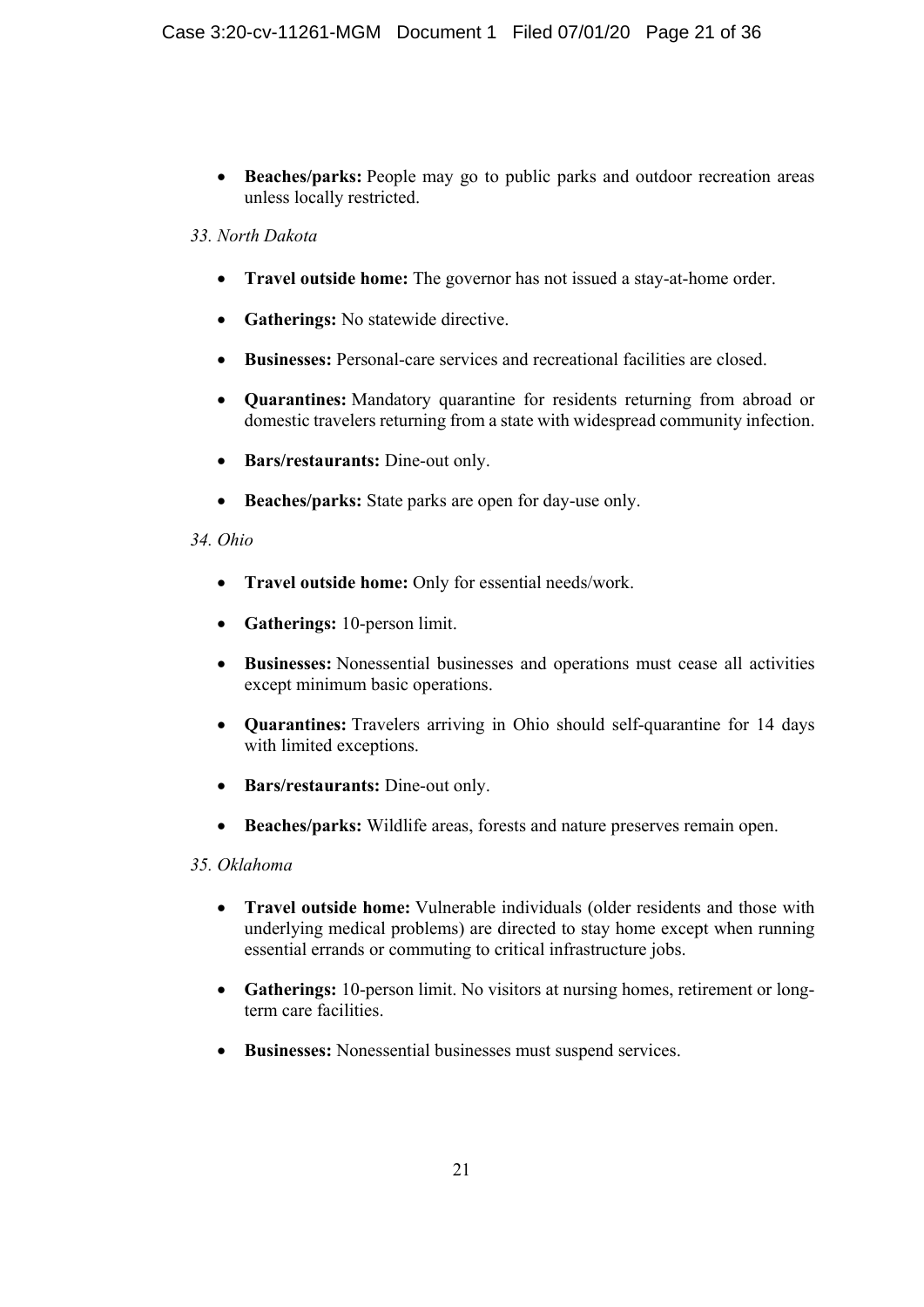- **Beaches/parks:** People may go to public parks and outdoor recreation areas unless locally restricted.

*33. North Dakota*

- **Travel outside home:** The governor has not issued a stay-at-home order.
- **Gatherings:** No statewide directive.
- **Businesses:** Personal-care services and recreational facilities are closed.
- **Quarantines:** Mandatory quarantine for residents returning from abroad or domestic travelers returning from a state with widespread community infection.
- **Bars/restaurants:** Dine-out only.
- **Beaches/parks:** State parks are open for day-use only.

*34. Ohio*

- **Travel outside home:** Only for essential needs/work.
- **Gatherings:** 10-person limit.
- **Businesses:** Nonessential businesses and operations must cease all activities except minimum basic operations.
- **Quarantines:** Travelers arriving in Ohio should self-quarantine for 14 days with limited exceptions.
- **Bars/restaurants:** Dine-out only.
- **Beaches/parks:** Wildlife areas, forests and nature preserves remain open.

*35. Oklahoma*

- **Travel outside home:** Vulnerable individuals (older residents and those with underlying medical problems) are directed to stay home except when running essential errands or commuting to critical infrastructure jobs.
- **Gatherings:** 10-person limit. No visitors at nursing homes, retirement or long-term care facilities.
- **Businesses:** Nonessential businesses must suspend services.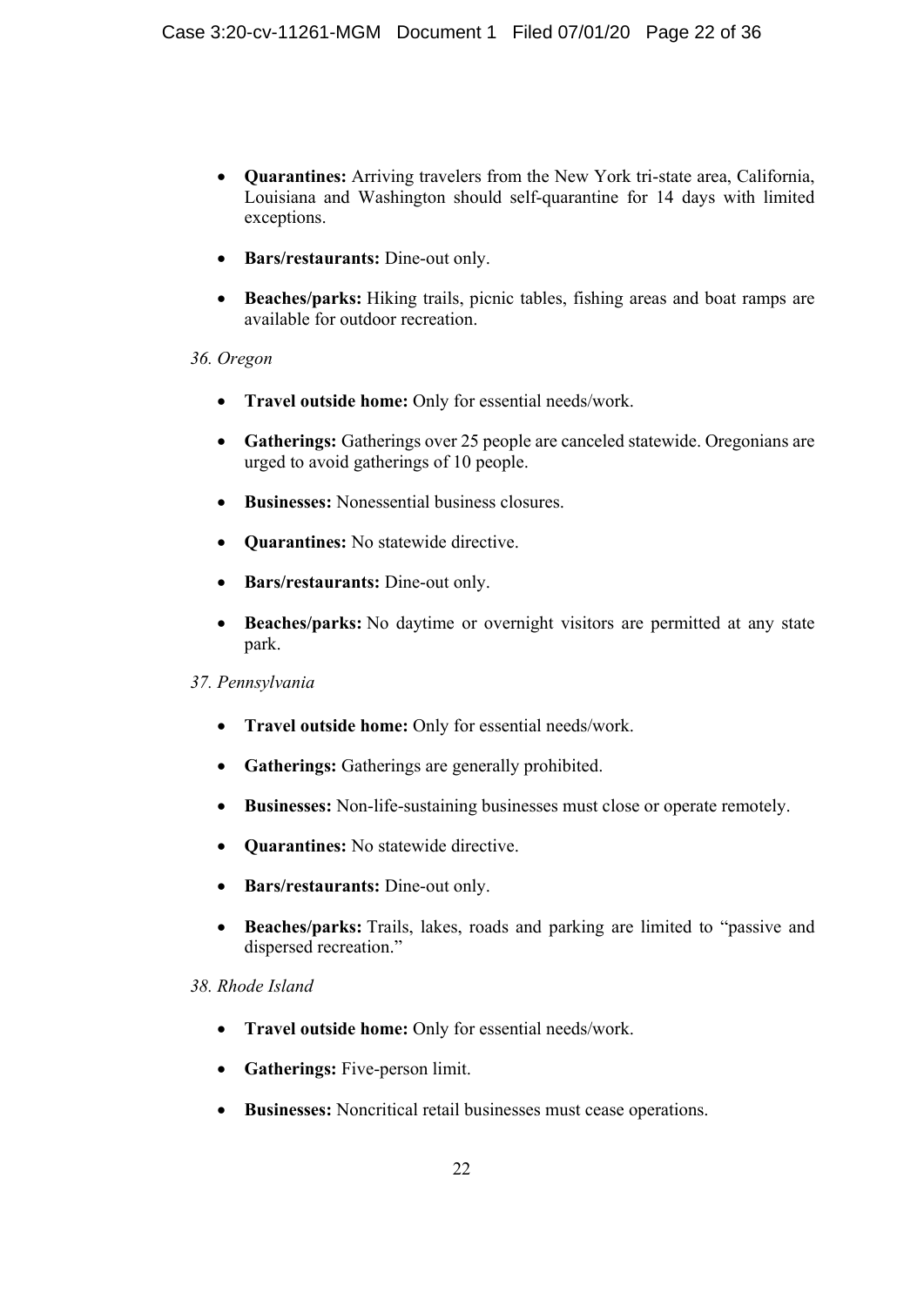- **Quarantines:** Arriving travelers from the New York tri-state area, California, Louisiana and Washington should self-quarantine for 14 days with limited exceptions.

- **Bars/restaurants:** Dine-out only.

- **Beaches/parks:** Hiking trails, picnic tables, fishing areas and boat ramps are available for outdoor recreation.

*36. Oregon*

- **Travel outside home:** Only for essential needs/work.

- **Gatherings:** Gatherings over 25 people are canceled statewide. Oregonians are urged to avoid gatherings of 10 people.

- **Businesses:** Nonessential business closures.

- **Quarantines:** No statewide directive.

- **Bars/restaurants:** Dine-out only.

- **Beaches/parks:** No daytime or overnight visitors are permitted at any state park.

*37. Pennsylvania*

- **Travel outside home:** Only for essential needs/work.

- **Gatherings:** Gatherings are generally prohibited.

- **Businesses:** Non-life-sustaining businesses must close or operate remotely.

- **Quarantines:** No statewide directive.

- **Bars/restaurants:** Dine-out only.

- **Beaches/parks:** Trails, lakes, roads and parking are limited to "passive and dispersed recreation."

*38. Rhode Island*

- **Travel outside home:** Only for essential needs/work.

- **Gatherings:** Five-person limit.

- **Businesses:** Noncritical retail businesses must cease operations.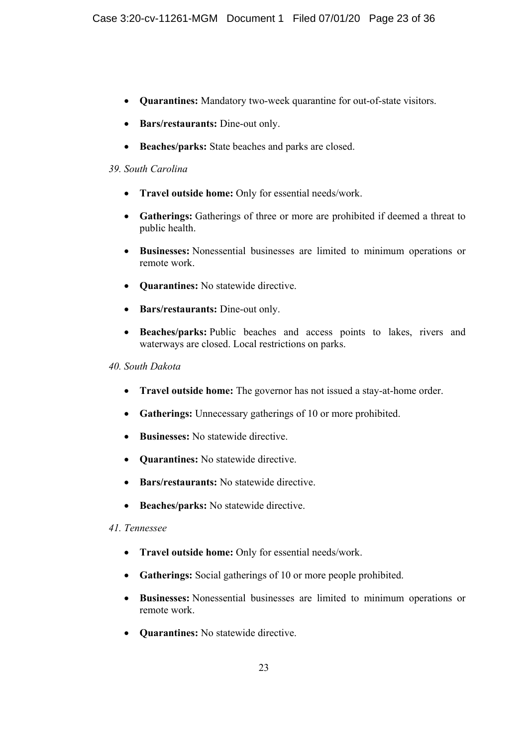- **Quarantines:** Mandatory two-week quarantine for out-of-state visitors.
- **Bars/restaurants:** Dine-out only.
- **Beaches/parks:** State beaches and parks are closed.

*39. South Carolina*

- **Travel outside home:** Only for essential needs/work.
- **Gatherings:** Gatherings of three or more are prohibited if deemed a threat to public health.
- **Businesses:** Nonessential businesses are limited to minimum operations or remote work.
- **Quarantines:** No statewide directive.
- **Bars/restaurants:** Dine-out only.
- **Beaches/parks:** Public beaches and access points to lakes, rivers and waterways are closed. Local restrictions on parks.

*40. South Dakota*

- **Travel outside home:** The governor has not issued a stay-at-home order.
- **Gatherings:** Unnecessary gatherings of 10 or more prohibited.
- **Businesses:** No statewide directive.
- **Quarantines:** No statewide directive.
- **Bars/restaurants:** No statewide directive.
- **Beaches/parks:** No statewide directive.

*41. Tennessee*

- **Travel outside home:** Only for essential needs/work.
- **Gatherings:** Social gatherings of 10 or more people prohibited.
- **Businesses:** Nonessential businesses are limited to minimum operations or remote work.
- **Quarantines:** No statewide directive.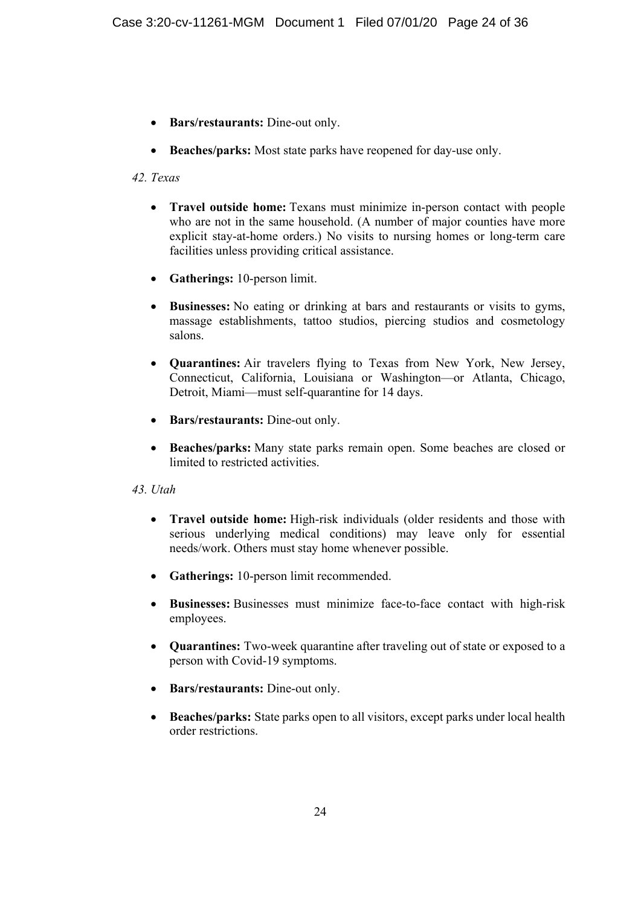- **Bars/restaurants:** Dine-out only.
- **Beaches/parks:** Most state parks have reopened for day-use only.

*42. Texas*

- **Travel outside home:** Texans must minimize in-person contact with people who are not in the same household. (A number of major counties have more explicit stay-at-home orders.) No visits to nursing homes or long-term care facilities unless providing critical assistance.
- **Gatherings:** 10-person limit.
- **Businesses:** No eating or drinking at bars and restaurants or visits to gyms, massage establishments, tattoo studios, piercing studios and cosmetology salons.
- **Quarantines:** Air travelers flying to Texas from New York, New Jersey, Connecticut, California, Louisiana or Washington—or Atlanta, Chicago, Detroit, Miami—must self-quarantine for 14 days.
- **Bars/restaurants:** Dine-out only.
- **Beaches/parks:** Many state parks remain open. Some beaches are closed or limited to restricted activities.

*43. Utah*

- **Travel outside home:** High-risk individuals (older residents and those with serious underlying medical conditions) may leave only for essential needs/work. Others must stay home whenever possible.
- **Gatherings:** 10-person limit recommended.
- **Businesses:** Businesses must minimize face-to-face contact with high-risk employees.
- **Quarantines:** Two-week quarantine after traveling out of state or exposed to a person with Covid-19 symptoms.
- **Bars/restaurants:** Dine-out only.
- **Beaches/parks:** State parks open to all visitors, except parks under local health order restrictions.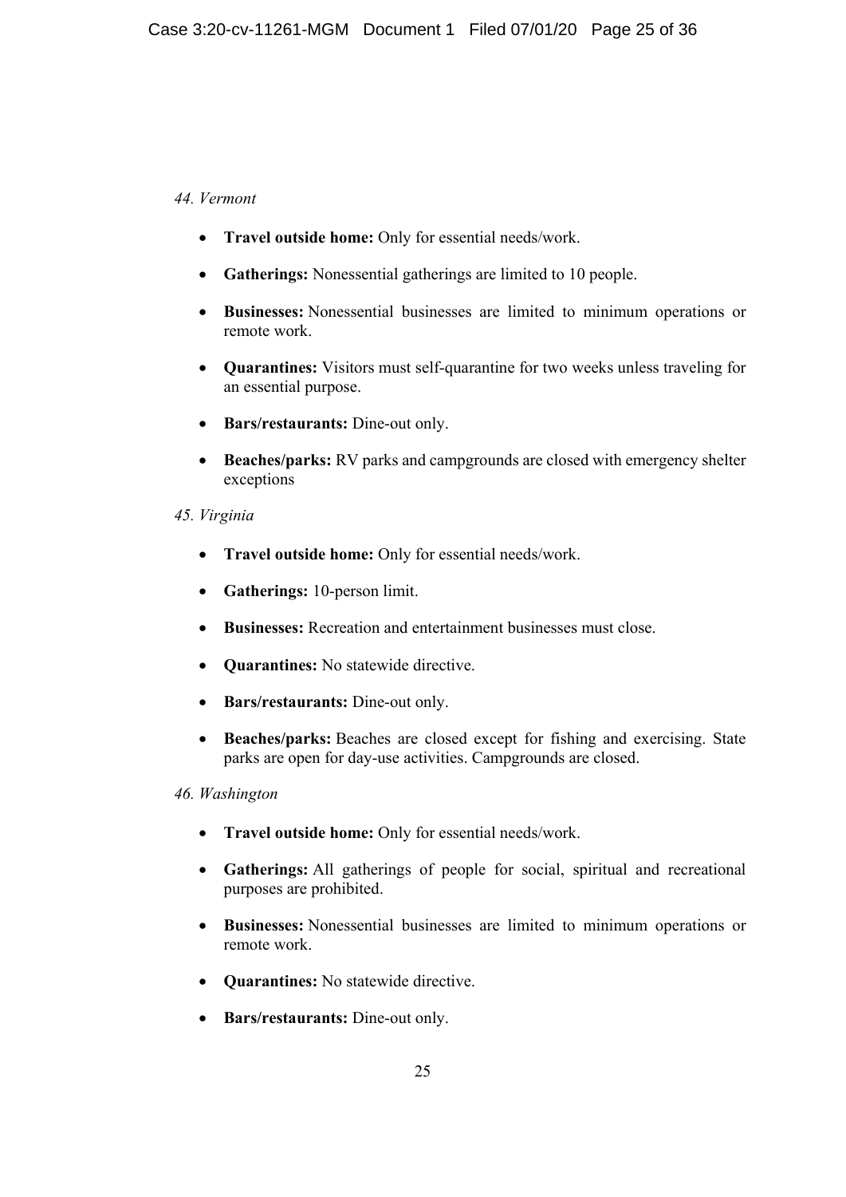*44. Vermont*

- **Travel outside home:** Only for essential needs/work.
- **Gatherings:** Nonessential gatherings are limited to 10 people.
- **Businesses:** Nonessential businesses are limited to minimum operations or remote work.
- **Quarantines:** Visitors must self-quarantine for two weeks unless traveling for an essential purpose.
- **Bars/restaurants:** Dine-out only.
- **Beaches/parks:** RV parks and campgrounds are closed with emergency shelter exceptions

*45. Virginia*

- **Travel outside home:** Only for essential needs/work.
- **Gatherings:** 10-person limit.
- **Businesses:** Recreation and entertainment businesses must close.
- **Quarantines:** No statewide directive.
- **Bars/restaurants:** Dine-out only.
- **Beaches/parks:** Beaches are closed except for fishing and exercising. State parks are open for day-use activities. Campgrounds are closed.

*46. Washington*

- **Travel outside home:** Only for essential needs/work.
- **Gatherings:** All gatherings of people for social, spiritual and recreational purposes are prohibited.
- **Businesses:** Nonessential businesses are limited to minimum operations or remote work.
- **Quarantines:** No statewide directive.
- **Bars/restaurants:** Dine-out only.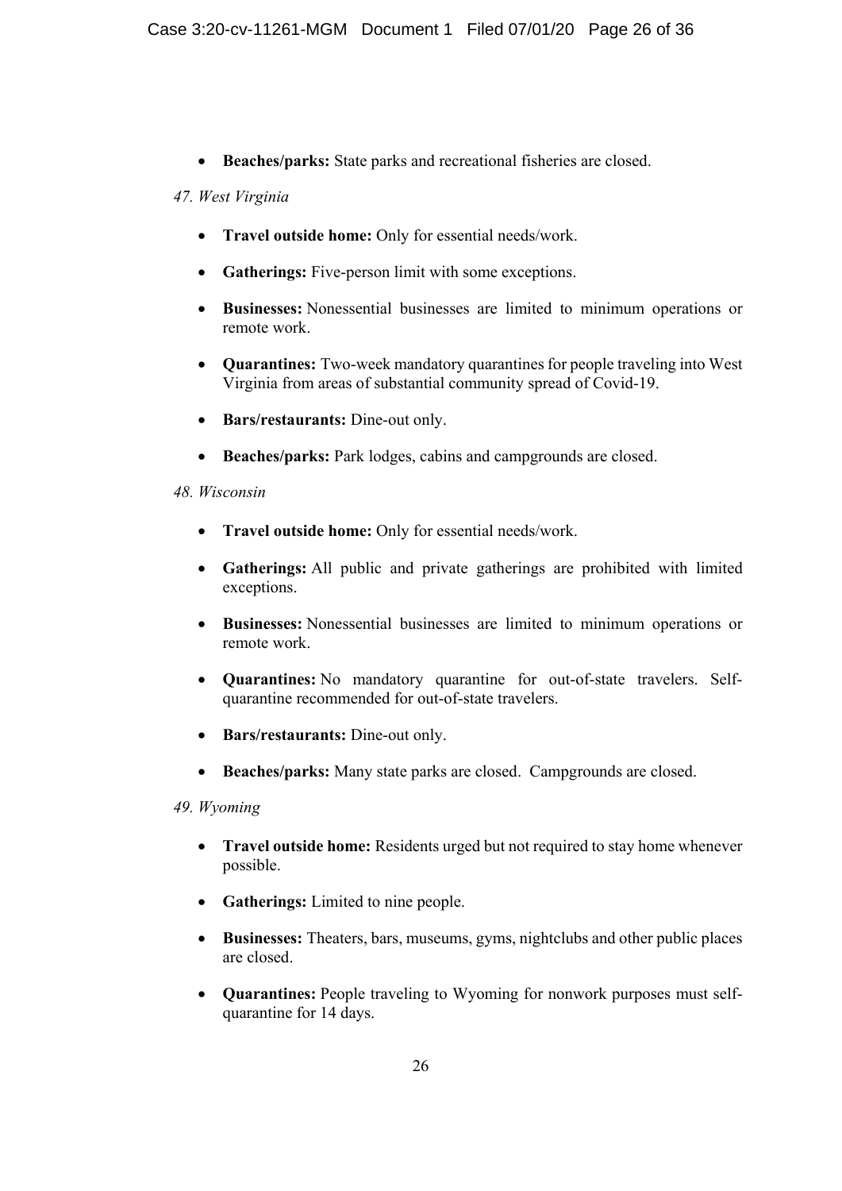- **Beaches/parks:** State parks and recreational fisheries are closed.

*47. West Virginia*

- **Travel outside home:** Only for essential needs/work.
- **Gatherings:** Five-person limit with some exceptions.
- **Businesses:** Nonessential businesses are limited to minimum operations or remote work.
- **Quarantines:** Two-week mandatory quarantines for people traveling into West Virginia from areas of substantial community spread of Covid-19.
- **Bars/restaurants:** Dine-out only.
- **Beaches/parks:** Park lodges, cabins and campgrounds are closed.

*48. Wisconsin*

- **Travel outside home:** Only for essential needs/work.
- **Gatherings:** All public and private gatherings are prohibited with limited exceptions.
- **Businesses:** Nonessential businesses are limited to minimum operations or remote work.
- **Quarantines:** No mandatory quarantine for out-of-state travelers. Self-quarantine recommended for out-of-state travelers.
- **Bars/restaurants:** Dine-out only.
- **Beaches/parks:** Many state parks are closed. Campgrounds are closed.

*49. Wyoming*

- **Travel outside home:** Residents urged but not required to stay home whenever possible.
- **Gatherings:** Limited to nine people.
- **Businesses:** Theaters, bars, museums, gyms, nightclubs and other public places are closed.
- **Quarantines:** People traveling to Wyoming for nonwork purposes must self-quarantine for 14 days.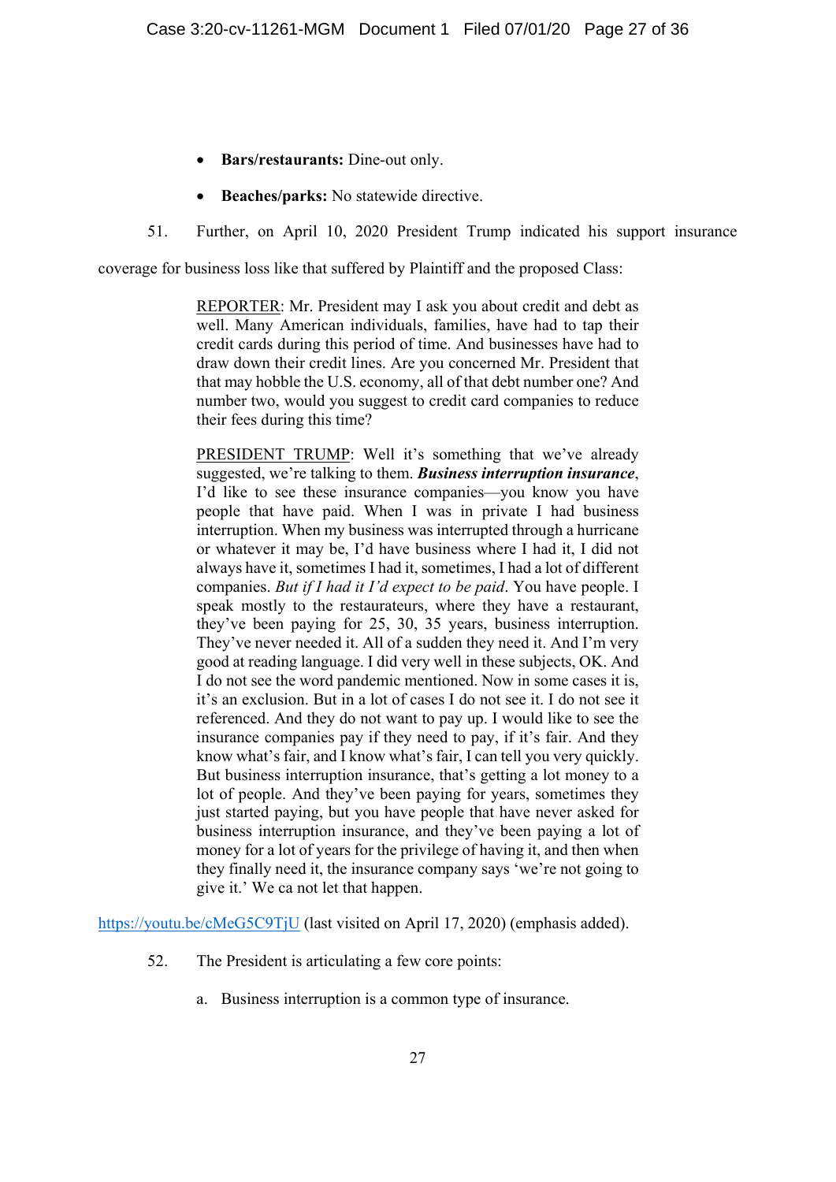- **Bars/restaurants:** Dine-out only.

- **Beaches/parks:** No statewide directive.

51. Further, on April 10, 2020 President Trump indicated his support insurance coverage for business loss like that suffered by Plaintiff and the proposed Class:

> <u>REPORTER</u>: Mr. President may I ask you about credit and debt as well. Many American individuals, families, have had to tap their credit cards during this period of time. And businesses have had to draw down their credit lines. Are you concerned Mr. President that that may hobble the U.S. economy, all of that debt number one? And number two, would you suggest to credit card companies to reduce their fees during this time?
>
> <u>PRESIDENT TRUMP</u>: Well it's something that we've already suggested, we're talking to them. ***Business interruption insurance***, I'd like to see these insurance companies—you know you have people that have paid. When I was in private I had business interruption. When my business was interrupted through a hurricane or whatever it may be, I'd have business where I had it, I did not always have it, sometimes I had it, sometimes, I had a lot of different companies. *But if I had it I'd expect to be paid*. You have people. I speak mostly to the restaurateurs, where they have a restaurant, they've been paying for 25, 30, 35 years, business interruption. They've never needed it. All of a sudden they need it. And I'm very good at reading language. I did very well in these subjects, OK. And I do not see the word pandemic mentioned. Now in some cases it is, it's an exclusion. But in a lot of cases I do not see it. I do not see it referenced. And they do not want to pay up. I would like to see the insurance companies pay if they need to pay, if it's fair. And they know what's fair, and I know what's fair, I can tell you very quickly. But business interruption insurance, that's getting a lot money to a lot of people. And they've been paying for years, sometimes they just started paying, but you have people that have never asked for business interruption insurance, and they've been paying a lot of money for a lot of years for the privilege of having it, and then when they finally need it, the insurance company says 'we're not going to give it.' We ca not let that happen.

https://youtu.be/cMeG5C9TjU (last visited on April 17, 2020) (emphasis added).

52. The President is articulating a few core points:

   a. Business interruption is a common type of insurance.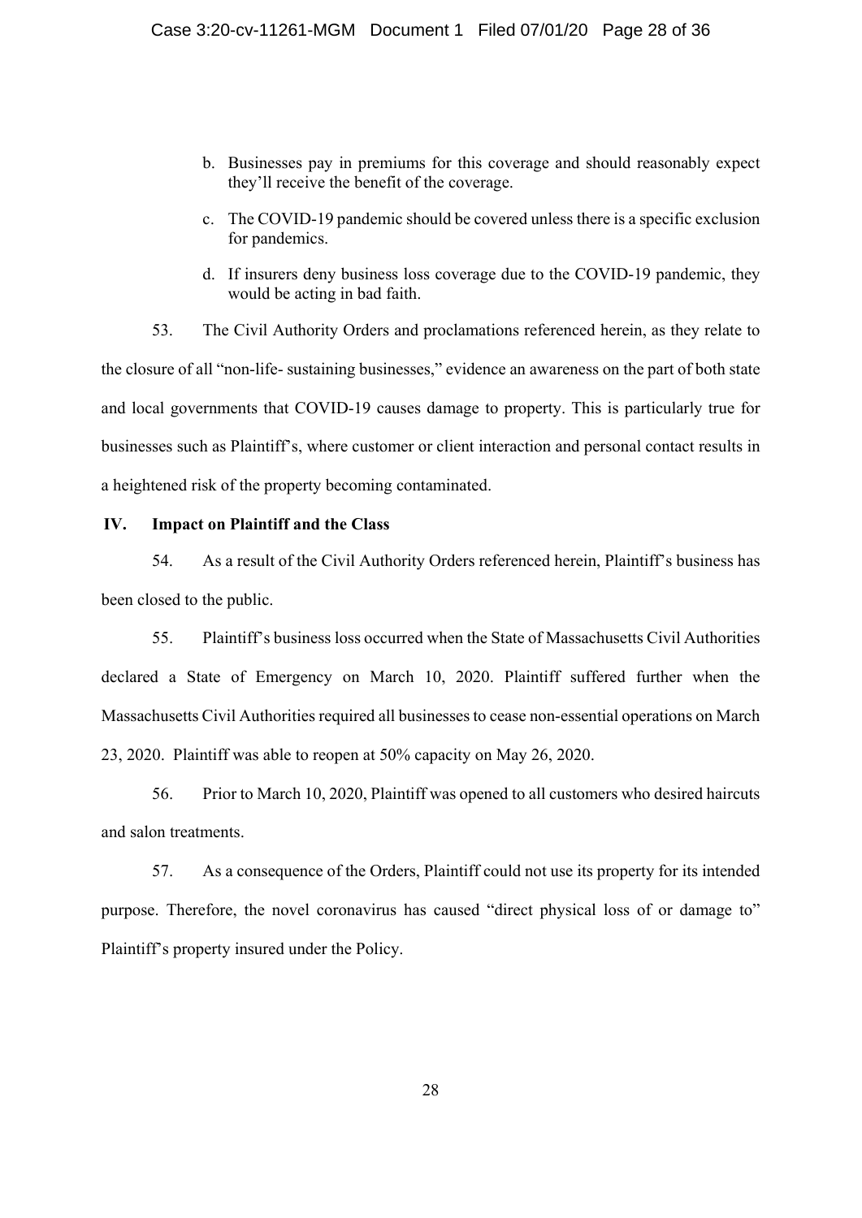b. Businesses pay in premiums for this coverage and should reasonably expect they'll receive the benefit of the coverage.

c. The COVID-19 pandemic should be covered unless there is a specific exclusion for pandemics.

d. If insurers deny business loss coverage due to the COVID-19 pandemic, they would be acting in bad faith.

53. The Civil Authority Orders and proclamations referenced herein, as they relate to the closure of all "non-life- sustaining businesses," evidence an awareness on the part of both state and local governments that COVID-19 causes damage to property. This is particularly true for businesses such as Plaintiff's, where customer or client interaction and personal contact results in a heightened risk of the property becoming contaminated.

## IV. Impact on Plaintiff and the Class

54. As a result of the Civil Authority Orders referenced herein, Plaintiff's business has been closed to the public.

55. Plaintiff's business loss occurred when the State of Massachusetts Civil Authorities declared a State of Emergency on March 10, 2020. Plaintiff suffered further when the Massachusetts Civil Authorities required all businesses to cease non-essential operations on March 23, 2020. Plaintiff was able to reopen at 50% capacity on May 26, 2020.

56. Prior to March 10, 2020, Plaintiff was opened to all customers who desired haircuts and salon treatments.

57. As a consequence of the Orders, Plaintiff could not use its property for its intended purpose. Therefore, the novel coronavirus has caused "direct physical loss of or damage to" Plaintiff's property insured under the Policy.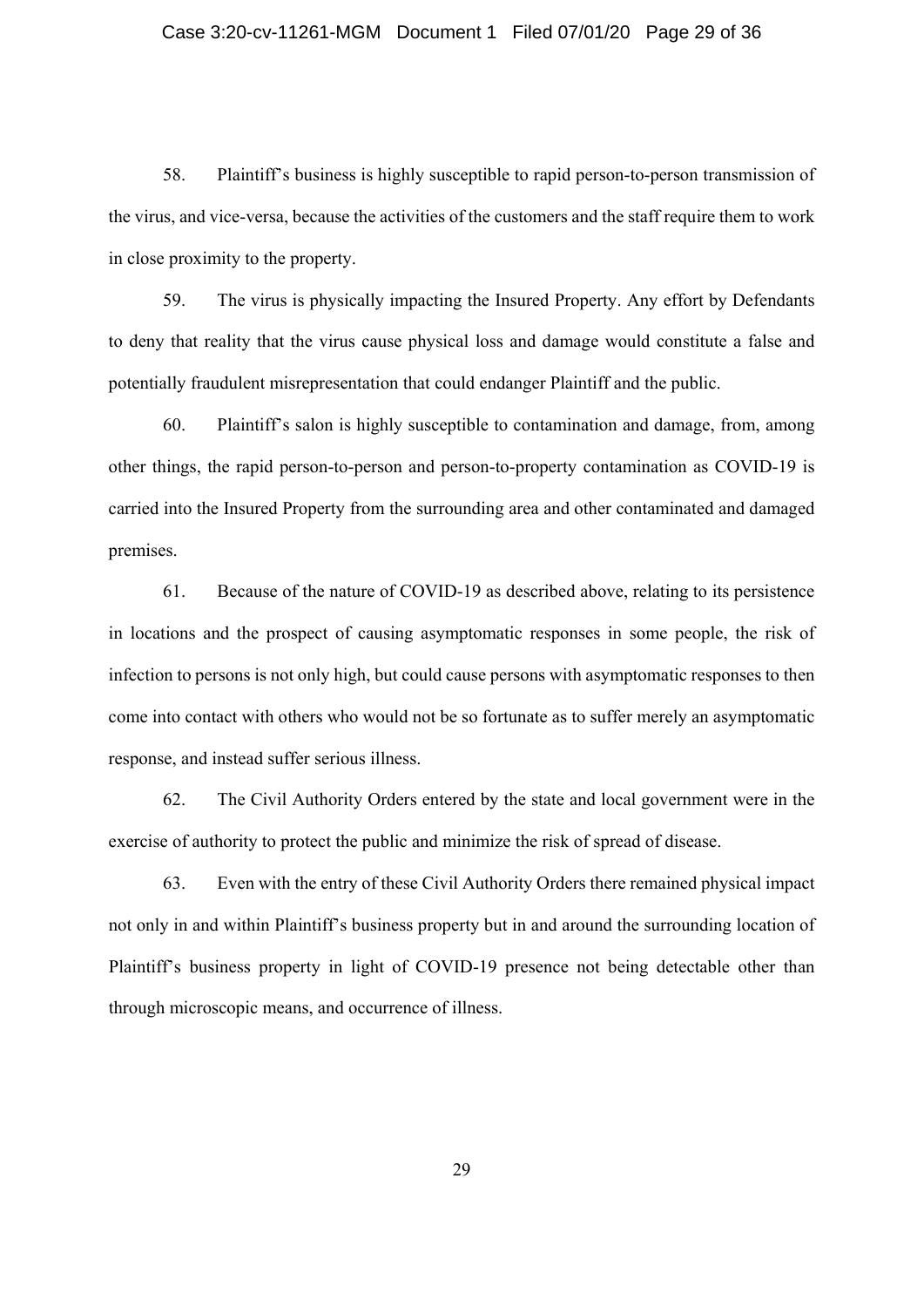58. Plaintiff's business is highly susceptible to rapid person-to-person transmission of the virus, and vice-versa, because the activities of the customers and the staff require them to work in close proximity to the property.

59. The virus is physically impacting the Insured Property. Any effort by Defendants to deny that reality that the virus cause physical loss and damage would constitute a false and potentially fraudulent misrepresentation that could endanger Plaintiff and the public.

60. Plaintiff's salon is highly susceptible to contamination and damage, from, among other things, the rapid person-to-person and person-to-property contamination as COVID-19 is carried into the Insured Property from the surrounding area and other contaminated and damaged premises.

61. Because of the nature of COVID-19 as described above, relating to its persistence in locations and the prospect of causing asymptomatic responses in some people, the risk of infection to persons is not only high, but could cause persons with asymptomatic responses to then come into contact with others who would not be so fortunate as to suffer merely an asymptomatic response, and instead suffer serious illness.

62. The Civil Authority Orders entered by the state and local government were in the exercise of authority to protect the public and minimize the risk of spread of disease.

63. Even with the entry of these Civil Authority Orders there remained physical impact not only in and within Plaintiff's business property but in and around the surrounding location of Plaintiff's business property in light of COVID-19 presence not being detectable other than through microscopic means, and occurrence of illness.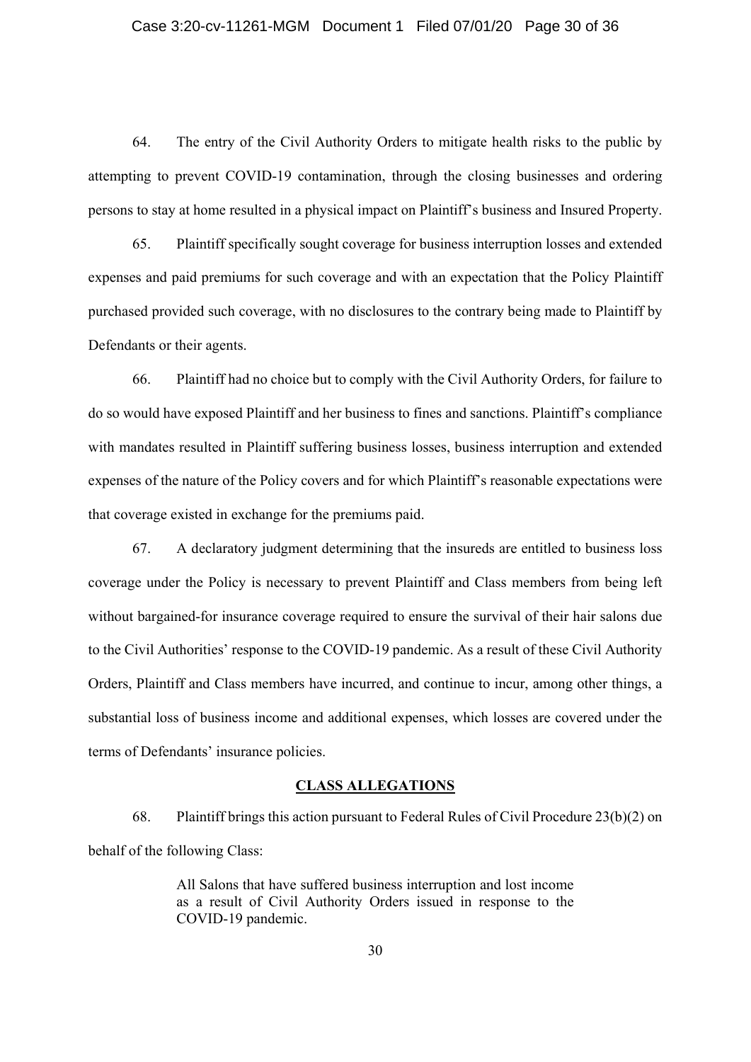64. The entry of the Civil Authority Orders to mitigate health risks to the public by attempting to prevent COVID-19 contamination, through the closing businesses and ordering persons to stay at home resulted in a physical impact on Plaintiff's business and Insured Property.

65. Plaintiff specifically sought coverage for business interruption losses and extended expenses and paid premiums for such coverage and with an expectation that the Policy Plaintiff purchased provided such coverage, with no disclosures to the contrary being made to Plaintiff by Defendants or their agents.

66. Plaintiff had no choice but to comply with the Civil Authority Orders, for failure to do so would have exposed Plaintiff and her business to fines and sanctions. Plaintiff's compliance with mandates resulted in Plaintiff suffering business losses, business interruption and extended expenses of the nature of the Policy covers and for which Plaintiff's reasonable expectations were that coverage existed in exchange for the premiums paid.

67. A declaratory judgment determining that the insureds are entitled to business loss coverage under the Policy is necessary to prevent Plaintiff and Class members from being left without bargained-for insurance coverage required to ensure the survival of their hair salons due to the Civil Authorities' response to the COVID-19 pandemic. As a result of these Civil Authority Orders, Plaintiff and Class members have incurred, and continue to incur, among other things, a substantial loss of business income and additional expenses, which losses are covered under the terms of Defendants' insurance policies.

## CLASS ALLEGATIONS

68. Plaintiff brings this action pursuant to Federal Rules of Civil Procedure 23(b)(2) on behalf of the following Class:

> All Salons that have suffered business interruption and lost income as a result of Civil Authority Orders issued in response to the COVID-19 pandemic.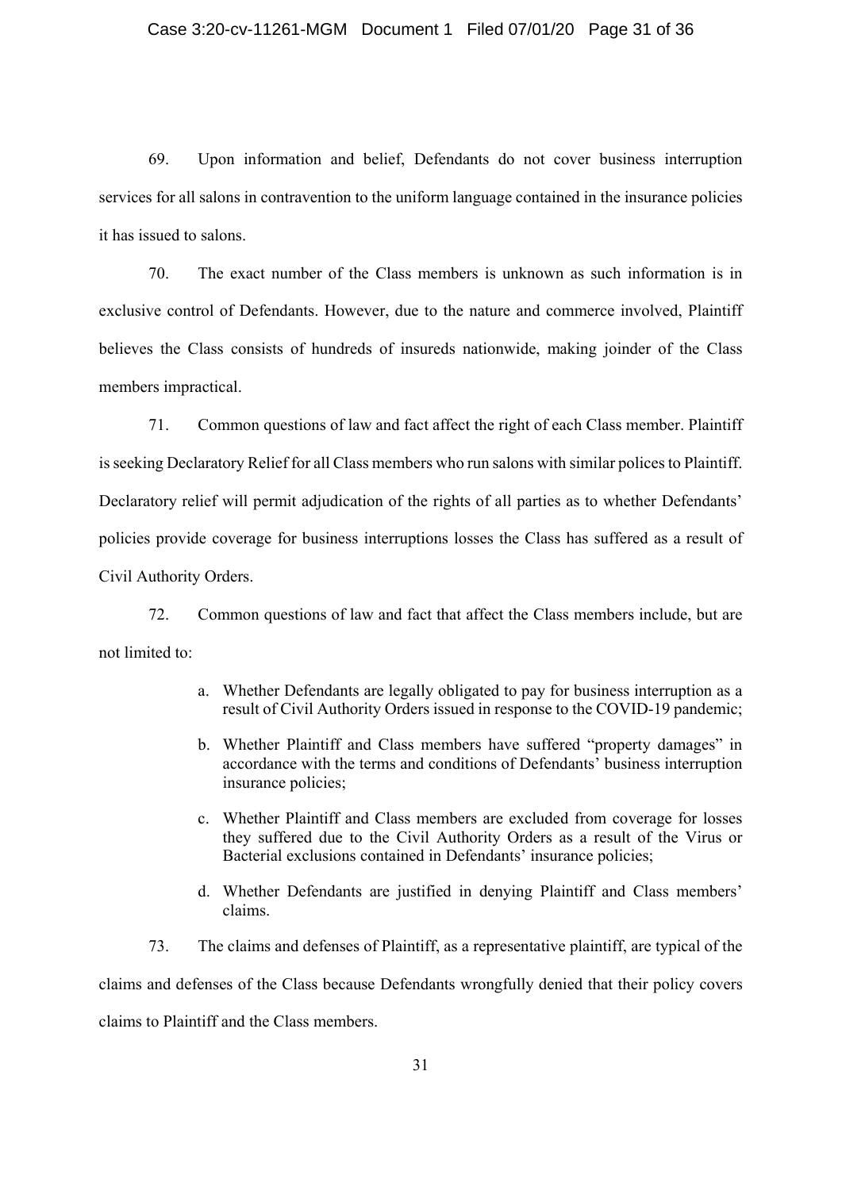69. Upon information and belief, Defendants do not cover business interruption services for all salons in contravention to the uniform language contained in the insurance policies it has issued to salons.

70. The exact number of the Class members is unknown as such information is in exclusive control of Defendants. However, due to the nature and commerce involved, Plaintiff believes the Class consists of hundreds of insureds nationwide, making joinder of the Class members impractical.

71. Common questions of law and fact affect the right of each Class member. Plaintiff is seeking Declaratory Relief for all Class members who run salons with similar polices to Plaintiff. Declaratory relief will permit adjudication of the rights of all parties as to whether Defendants' policies provide coverage for business interruptions losses the Class has suffered as a result of Civil Authority Orders.

72. Common questions of law and fact that affect the Class members include, but are not limited to:

a. Whether Defendants are legally obligated to pay for business interruption as a result of Civil Authority Orders issued in response to the COVID-19 pandemic;

b. Whether Plaintiff and Class members have suffered "property damages" in accordance with the terms and conditions of Defendants' business interruption insurance policies;

c. Whether Plaintiff and Class members are excluded from coverage for losses they suffered due to the Civil Authority Orders as a result of the Virus or Bacterial exclusions contained in Defendants' insurance policies;

d. Whether Defendants are justified in denying Plaintiff and Class members' claims.

73. The claims and defenses of Plaintiff, as a representative plaintiff, are typical of the claims and defenses of the Class because Defendants wrongfully denied that their policy covers claims to Plaintiff and the Class members.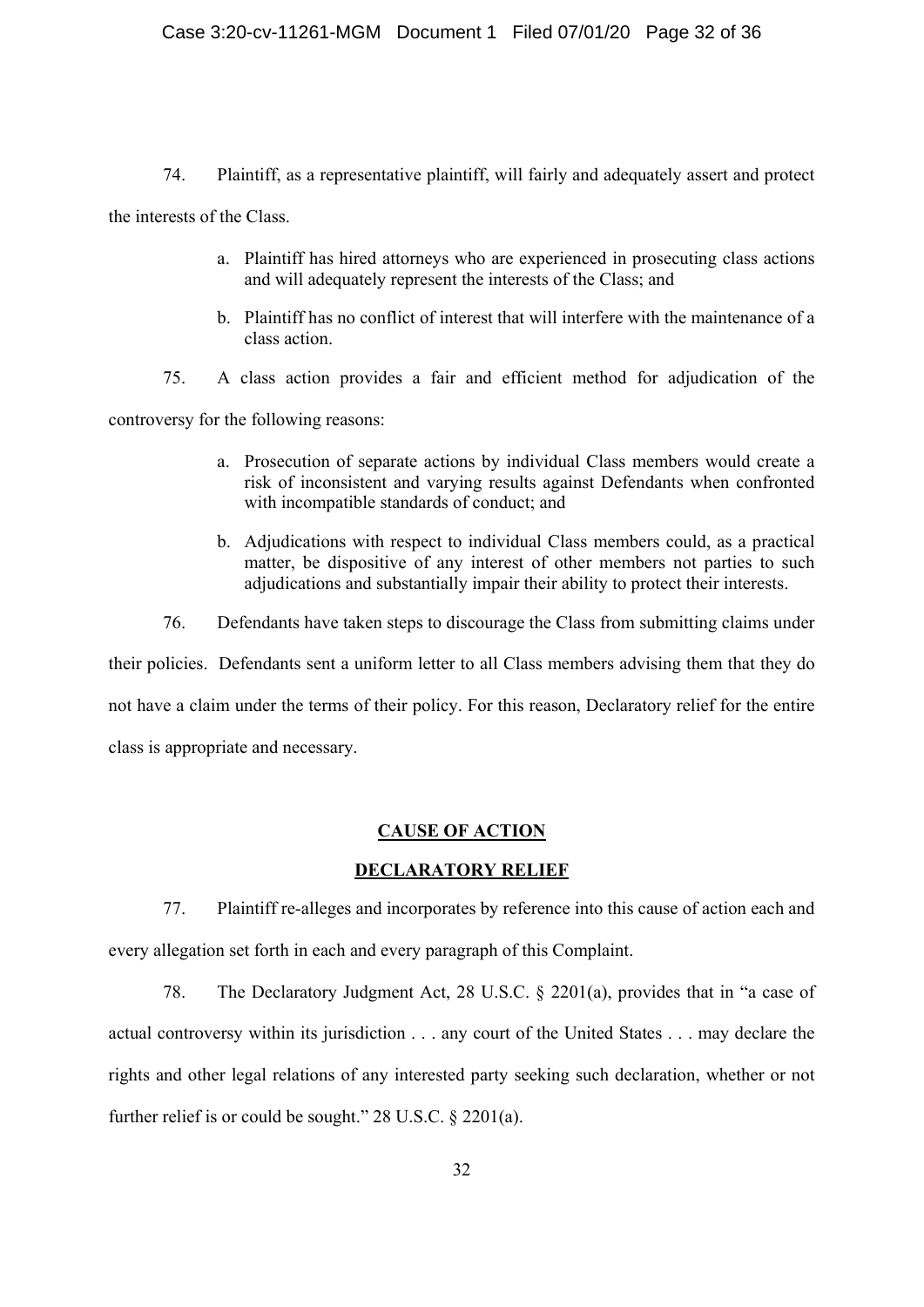74. Plaintiff, as a representative plaintiff, will fairly and adequately assert and protect the interests of the Class.

a. Plaintiff has hired attorneys who are experienced in prosecuting class actions and will adequately represent the interests of the Class; and

b. Plaintiff has no conflict of interest that will interfere with the maintenance of a class action.

75. A class action provides a fair and efficient method for adjudication of the controversy for the following reasons:

a. Prosecution of separate actions by individual Class members would create a risk of inconsistent and varying results against Defendants when confronted with incompatible standards of conduct; and

b. Adjudications with respect to individual Class members could, as a practical matter, be dispositive of any interest of other members not parties to such adjudications and substantially impair their ability to protect their interests.

76. Defendants have taken steps to discourage the Class from submitting claims under their policies. Defendants sent a uniform letter to all Class members advising them that they do not have a claim under the terms of their policy. For this reason, Declaratory relief for the entire class is appropriate and necessary.

## **CAUSE OF ACTION**

## **DECLARATORY RELIEF**

77. Plaintiff re-alleges and incorporates by reference into this cause of action each and every allegation set forth in each and every paragraph of this Complaint.

78. The Declaratory Judgment Act, 28 U.S.C. § 2201(a), provides that in "a case of actual controversy within its jurisdiction . . . any court of the United States . . . may declare the rights and other legal relations of any interested party seeking such declaration, whether or not further relief is or could be sought." 28 U.S.C. § 2201(a).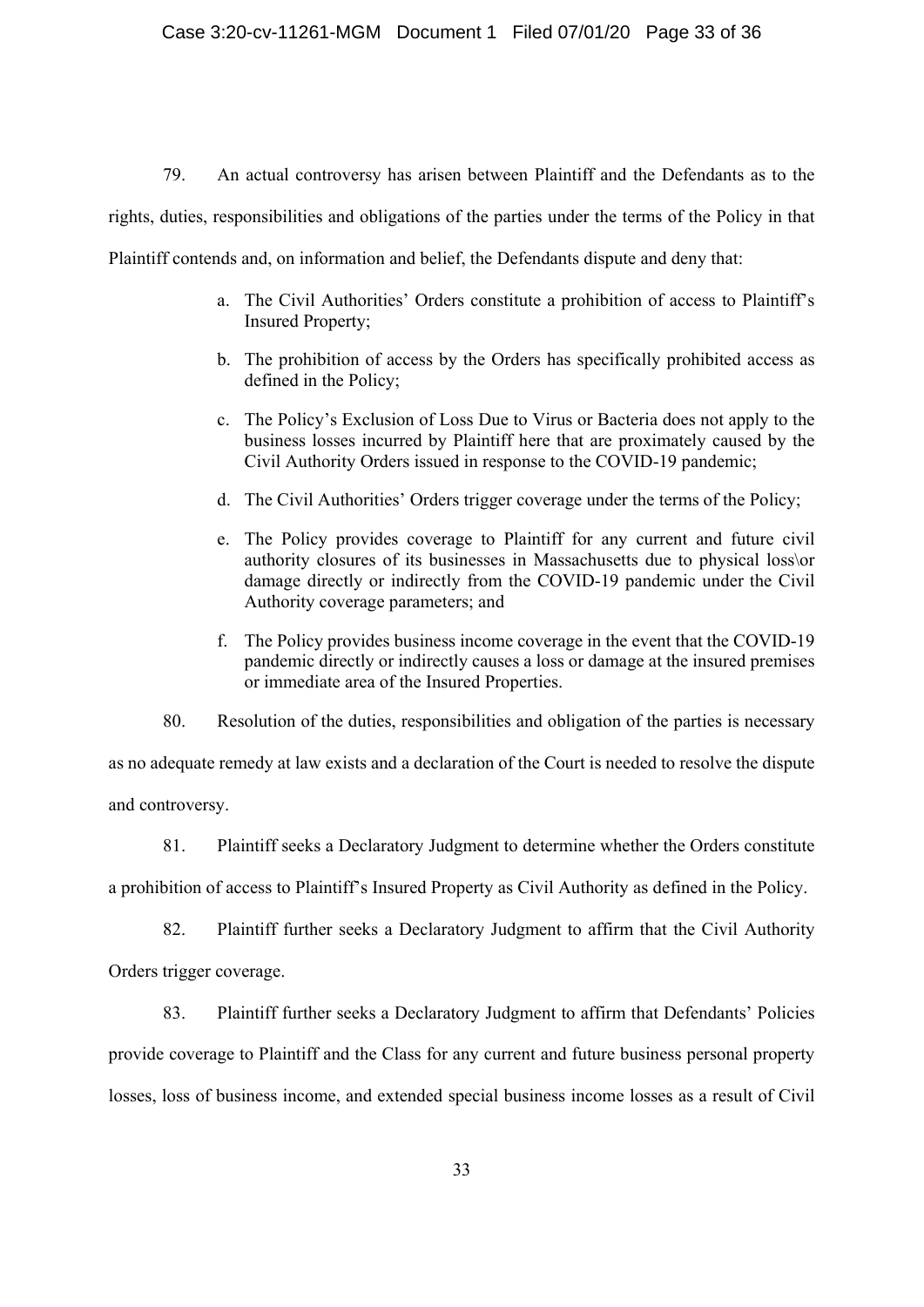79. An actual controversy has arisen between Plaintiff and the Defendants as to the rights, duties, responsibilities and obligations of the parties under the terms of the Policy in that Plaintiff contends and, on information and belief, the Defendants dispute and deny that:

a. The Civil Authorities' Orders constitute a prohibition of access to Plaintiff's Insured Property;

b. The prohibition of access by the Orders has specifically prohibited access as defined in the Policy;

c. The Policy's Exclusion of Loss Due to Virus or Bacteria does not apply to the business losses incurred by Plaintiff here that are proximately caused by the Civil Authority Orders issued in response to the COVID-19 pandemic;

d. The Civil Authorities' Orders trigger coverage under the terms of the Policy;

e. The Policy provides coverage to Plaintiff for any current and future civil authority closures of its businesses in Massachusetts due to physical loss\or damage directly or indirectly from the COVID-19 pandemic under the Civil Authority coverage parameters; and

f. The Policy provides business income coverage in the event that the COVID-19 pandemic directly or indirectly causes a loss or damage at the insured premises or immediate area of the Insured Properties.

80. Resolution of the duties, responsibilities and obligation of the parties is necessary as no adequate remedy at law exists and a declaration of the Court is needed to resolve the dispute and controversy.

81. Plaintiff seeks a Declaratory Judgment to determine whether the Orders constitute a prohibition of access to Plaintiff's Insured Property as Civil Authority as defined in the Policy.

82. Plaintiff further seeks a Declaratory Judgment to affirm that the Civil Authority Orders trigger coverage.

83. Plaintiff further seeks a Declaratory Judgment to affirm that Defendants' Policies provide coverage to Plaintiff and the Class for any current and future business personal property losses, loss of business income, and extended special business income losses as a result of Civil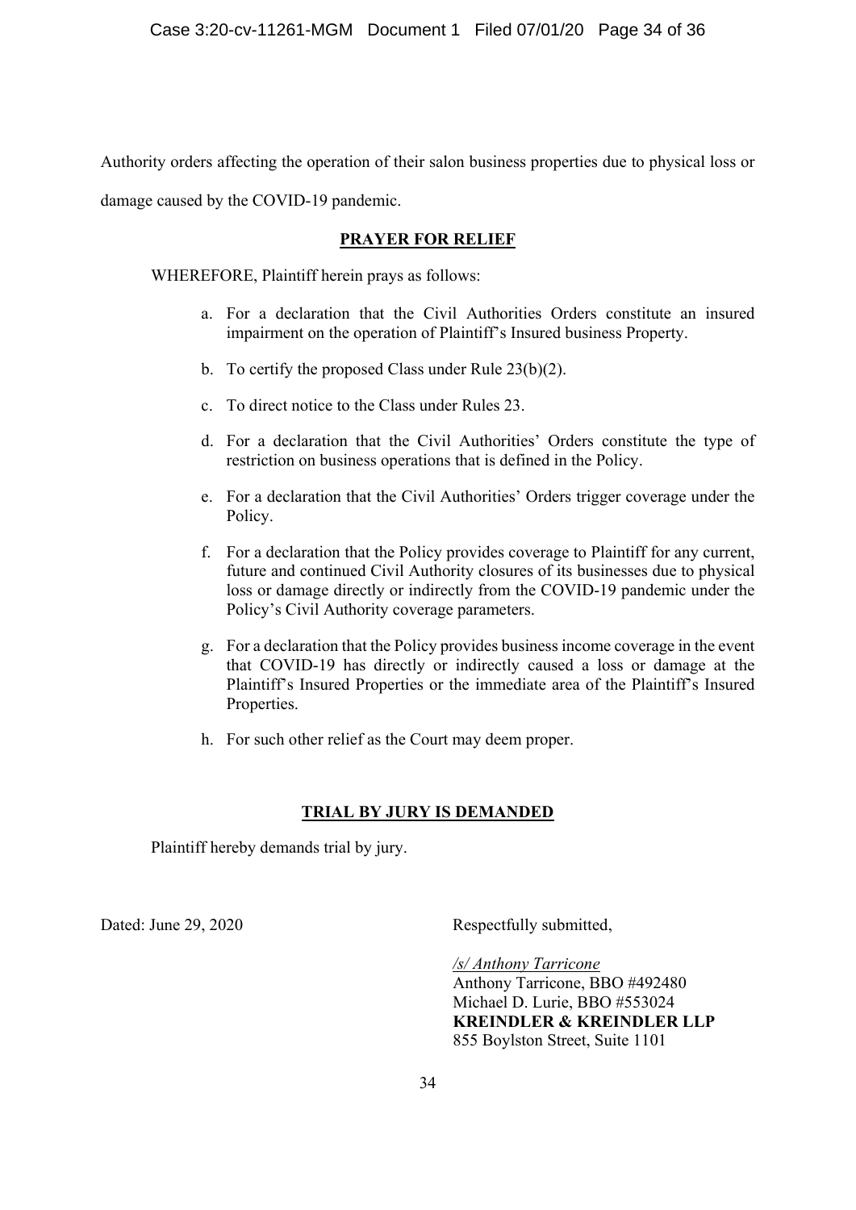Authority orders affecting the operation of their salon business properties due to physical loss or damage caused by the COVID-19 pandemic.

## PRAYER FOR RELIEF

WHEREFORE, Plaintiff herein prays as follows:

a. For a declaration that the Civil Authorities Orders constitute an insured impairment on the operation of Plaintiff's Insured business Property.

b. To certify the proposed Class under Rule 23(b)(2).

c. To direct notice to the Class under Rules 23.

d. For a declaration that the Civil Authorities' Orders constitute the type of restriction on business operations that is defined in the Policy.

e. For a declaration that the Civil Authorities' Orders trigger coverage under the Policy.

f. For a declaration that the Policy provides coverage to Plaintiff for any current, future and continued Civil Authority closures of its businesses due to physical loss or damage directly or indirectly from the COVID-19 pandemic under the Policy's Civil Authority coverage parameters.

g. For a declaration that the Policy provides business income coverage in the event that COVID-19 has directly or indirectly caused a loss or damage at the Plaintiff's Insured Properties or the immediate area of the Plaintiff's Insured Properties.

h. For such other relief as the Court may deem proper.

## TRIAL BY JURY IS DEMANDED

Plaintiff hereby demands trial by jury.

Dated: June 29, 2020

Respectfully submitted,

*/s/ Anthony Tarricone*
Anthony Tarricone, BBO #492480
Michael D. Lurie, BBO #553024
**KREINDLER & KREINDLER LLP**
855 Boylston Street, Suite 1101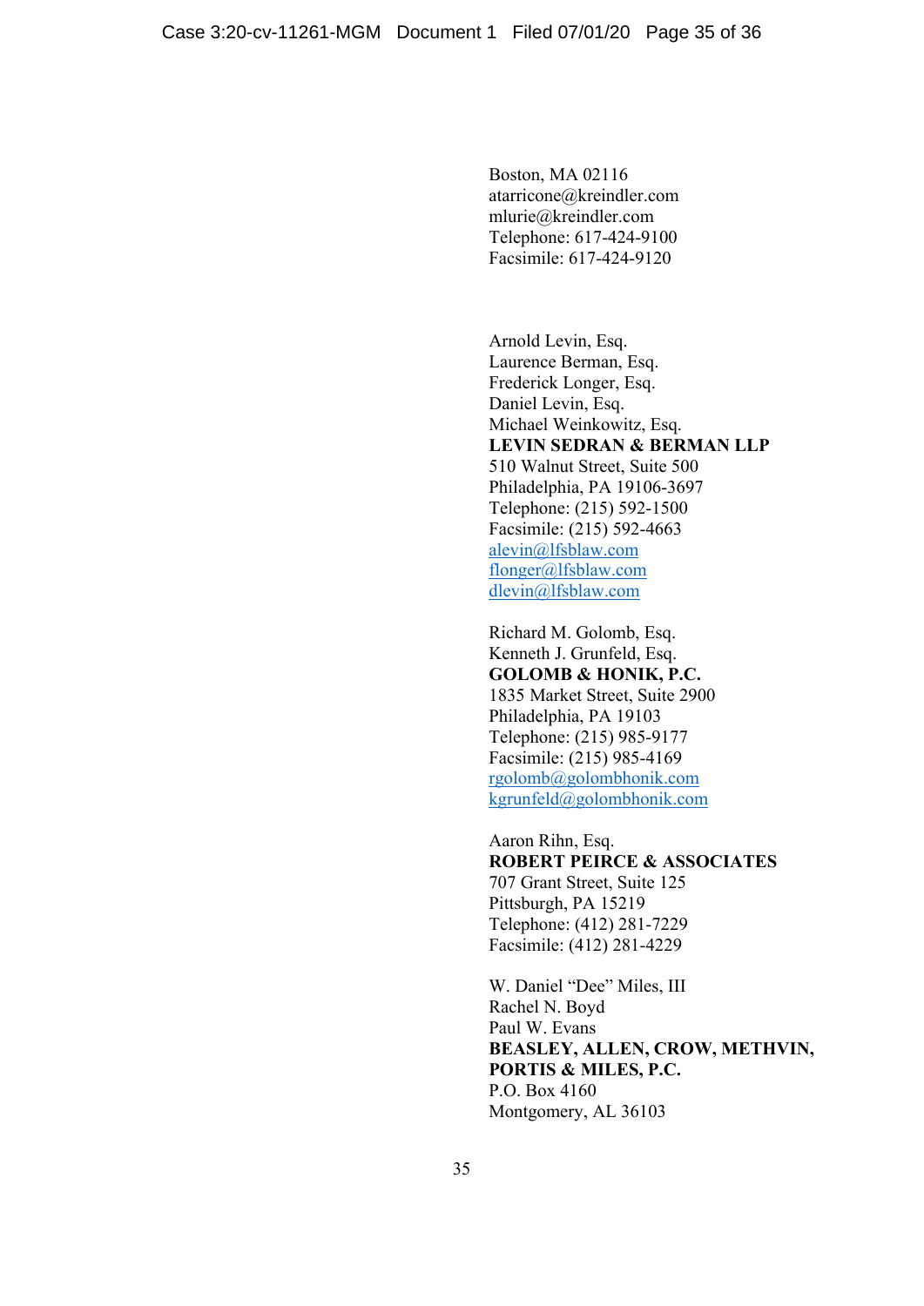Boston, MA 02116
atarricone@kreindler.com
mlurie@kreindler.com
Telephone: 617-424-9100
Facsimile: 617-424-9120

Arnold Levin, Esq.
Laurence Berman, Esq.
Frederick Longer, Esq.
Daniel Levin, Esq.
Michael Weinkowitz, Esq.
**LEVIN SEDRAN & BERMAN LLP**
510 Walnut Street, Suite 500
Philadelphia, PA 19106-3697
Telephone: (215) 592-1500
Facsimile: (215) 592-4663
alevin@lfsblaw.com
flonger@lfsblaw.com
dlevin@lfsblaw.com

Richard M. Golomb, Esq.
Kenneth J. Grunfeld, Esq.
**GOLOMB & HONIK, P.C.**
1835 Market Street, Suite 2900
Philadelphia, PA 19103
Telephone: (215) 985-9177
Facsimile: (215) 985-4169
rgolomb@golombhonik.com
kgrunfeld@golombhonik.com

Aaron Rihn, Esq.
**ROBERT PEIRCE & ASSOCIATES**
707 Grant Street, Suite 125
Pittsburgh, PA 15219
Telephone: (412) 281-7229
Facsimile: (412) 281-4229

W. Daniel "Dee" Miles, III
Rachel N. Boyd
Paul W. Evans
**BEASLEY, ALLEN, CROW, METHVIN, PORTIS & MILES, P.C.**
P.O. Box 4160
Montgomery, AL 36103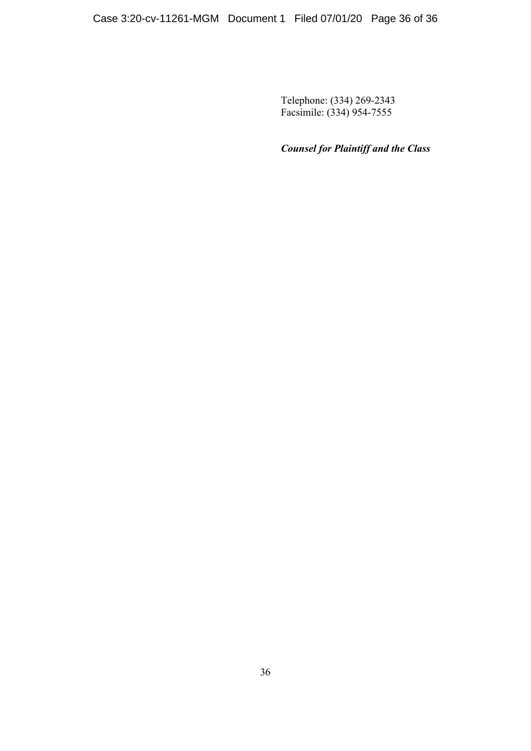Telephone: (334) 269-2343
Facsimile: (334) 954-7555

***Counsel for Plaintiff and the Class***